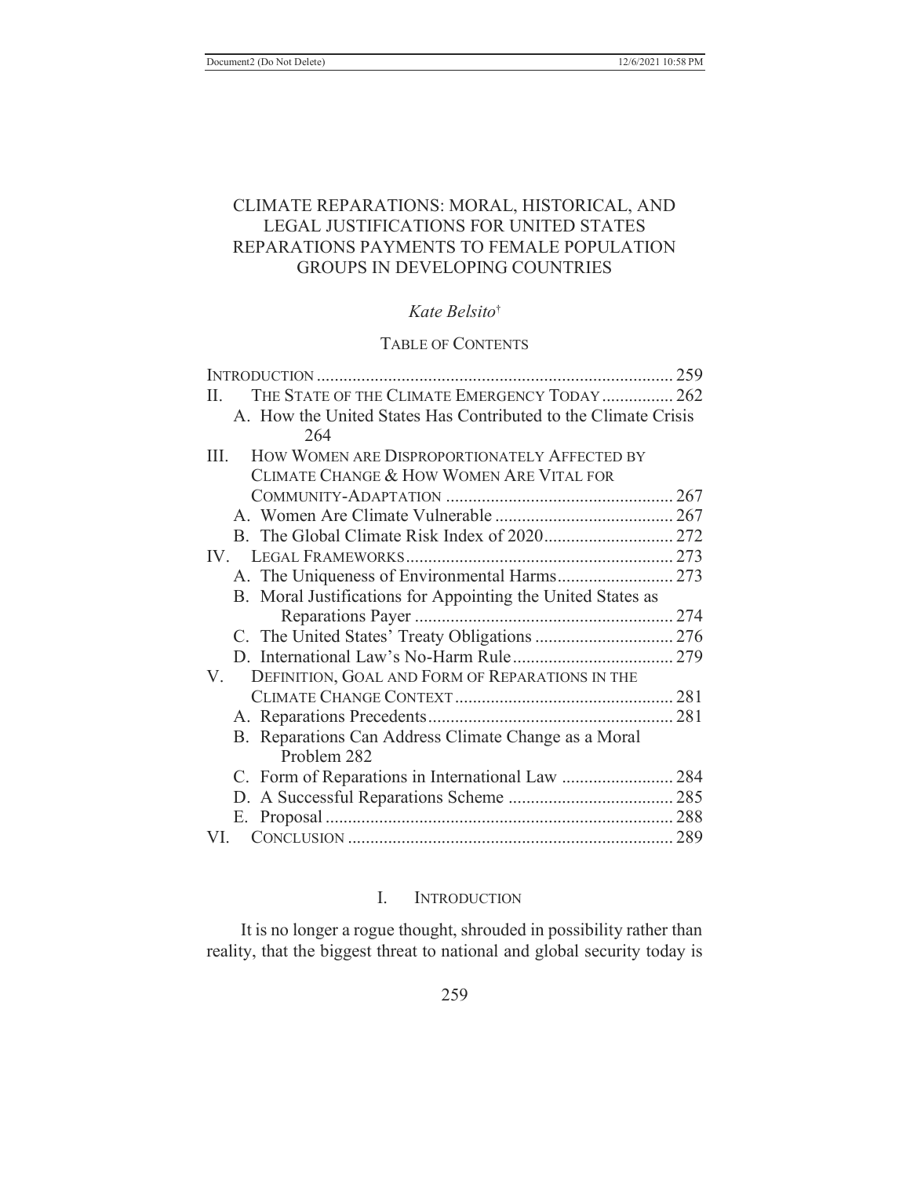# CLIMATE REPARATIONS: MORAL, HISTORICAL, AND LEGAL JUSTIFICATIONS FOR UNITED STATES REPARATIONS PAYMENTS TO FEMALE POPULATION GROUPS IN DEVELOPING COUNTRIES

*Kate Belsito*[†]

## TABLE OF CONTENTS

INTRODUCTION ................................................................................ 259
II. THE STATE OF THE CLIMATE EMERGENCY TODAY ................ 262
- A. How the United States Has Contributed to the Climate Crisis 264

III. HOW WOMEN ARE DISPROPORTIONATELY AFFECTED BY CLIMATE CHANGE & HOW WOMEN ARE VITAL FOR COMMUNITY-ADAPTATION .................................................. 267
- A. Women Are Climate Vulnerable ........................................ 267
- B. The Global Climate Risk Index of 2020............................ 272

IV. LEGAL FRAMEWORKS............................................................ 273
- A. The Uniqueness of Environmental Harms.......................... 273
- B. Moral Justifications for Appointing the United States as Reparations Payer .......................................................... 274
- C. The United States' Treaty Obligations ............................... 276
- D. International Law's No-Harm Rule.................................... 279

V. DEFINITION, GOAL AND FORM OF REPARATIONS IN THE CLIMATE CHANGE CONTEXT ................................................. 281
- A. Reparations Precedents....................................................... 281
- B. Reparations Can Address Climate Change as a Moral Problem 282
- C. Form of Reparations in International Law ......................... 284
- D. A Successful Reparations Scheme ..................................... 285
- E. Proposal .............................................................................. 288

VI. CONCLUSION ......................................................................... 289

## I. INTRODUCTION

It is no longer a rogue thought, shrouded in possibility rather than reality, that the biggest threat to national and global security today is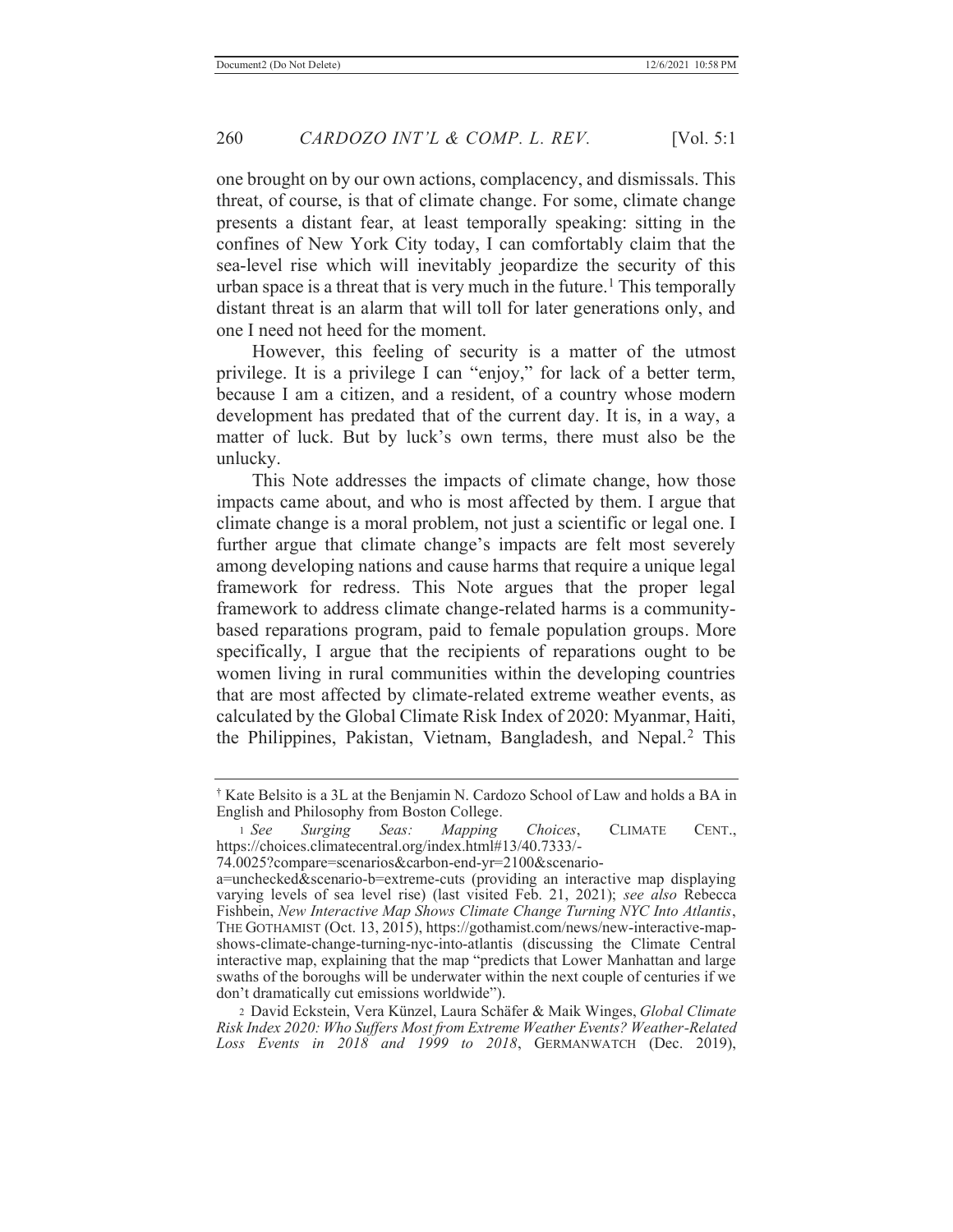one brought on by our own actions, complacency, and dismissals. This threat, of course, is that of climate change. For some, climate change presents a distant fear, at least temporally speaking: sitting in the confines of New York City today, I can comfortably claim that the sea-level rise which will inevitably jeopardize the security of this urban space is a threat that is very much in the future.[1] This temporally distant threat is an alarm that will toll for later generations only, and one I need not heed for the moment.

However, this feeling of security is a matter of the utmost privilege. It is a privilege I can "enjoy," for lack of a better term, because I am a citizen, and a resident, of a country whose modern development has predated that of the current day. It is, in a way, a matter of luck. But by luck's own terms, there must also be the unlucky.

This Note addresses the impacts of climate change, how those impacts came about, and who is most affected by them. I argue that climate change is a moral problem, not just a scientific or legal one. I further argue that climate change's impacts are felt most severely among developing nations and cause harms that require a unique legal framework for redress. This Note argues that the proper legal framework to address climate change-related harms is a community-based reparations program, paid to female population groups. More specifically, I argue that the recipients of reparations ought to be women living in rural communities within the developing countries that are most affected by climate-related extreme weather events, as calculated by the Global Climate Risk Index of 2020: Myanmar, Haiti, the Philippines, Pakistan, Vietnam, Bangladesh, and Nepal.[2] This

---

† Kate Belsito is a 3L at the Benjamin N. Cardozo School of Law and holds a BA in English and Philosophy from Boston College.

[1] *See Surging Seas: Mapping Choices*, CLIMATE CENT., https://choices.climatecentral.org/index.html#13/40.7333/-74.0025?compare=scenarios&carbon-end-yr=2100&scenario-a=unchecked&scenario-b=extreme-cuts (providing an interactive map displaying varying levels of sea level rise) (last visited Feb. 21, 2021); *see also* Rebecca Fishbein, *New Interactive Map Shows Climate Change Turning NYC Into Atlantis*, THE GOTHAMIST (Oct. 13, 2015), https://gothamist.com/news/new-interactive-map-shows-climate-change-turning-nyc-into-atlantis (discussing the Climate Central interactive map, explaining that the map "predicts that Lower Manhattan and large swaths of the boroughs will be underwater within the next couple of centuries if we don't dramatically cut emissions worldwide").

[2] David Eckstein, Vera Künzel, Laura Schäfer & Maik Winges, *Global Climate Risk Index 2020: Who Suffers Most from Extreme Weather Events? Weather-Related Loss Events in 2018 and 1999 to 2018*, GERMANWATCH (Dec. 2019),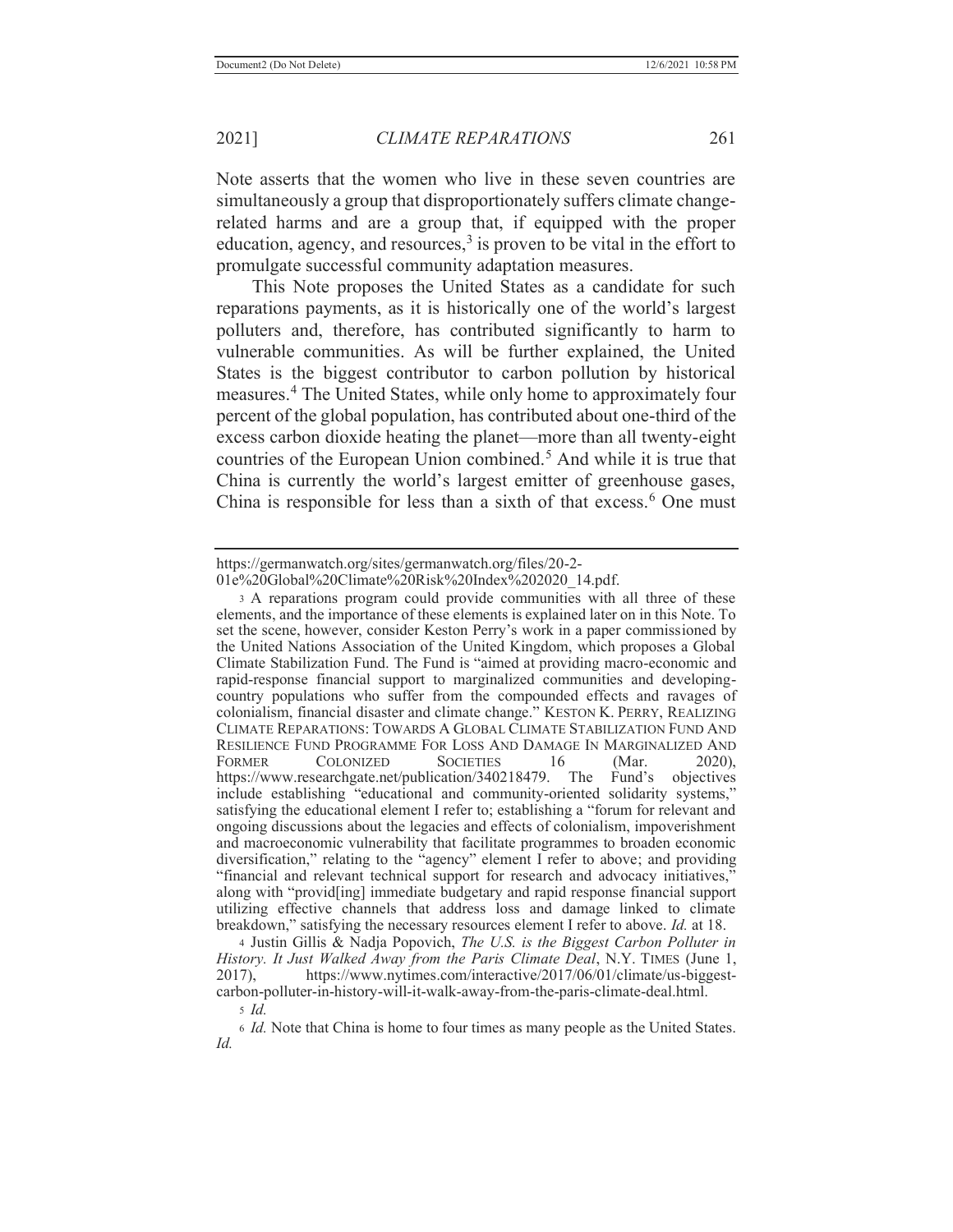Note asserts that the women who live in these seven countries are simultaneously a group that disproportionately suffers climate change-related harms and are a group that, if equipped with the proper education, agency, and resources,[3] is proven to be vital in the effort to promulgate successful community adaptation measures.

This Note proposes the United States as a candidate for such reparations payments, as it is historically one of the world's largest polluters and, therefore, has contributed significantly to harm to vulnerable communities. As will be further explained, the United States is the biggest contributor to carbon pollution by historical measures.[4] The United States, while only home to approximately four percent of the global population, has contributed about one-third of the excess carbon dioxide heating the planet—more than all twenty-eight countries of the European Union combined.[5] And while it is true that China is currently the world's largest emitter of greenhouse gases, China is responsible for less than a sixth of that excess.[6] One must

---

https://germanwatch.org/sites/germanwatch.org/files/20-2-01e%20Global%20Climate%20Risk%20Index%202020_14.pdf.

3 A reparations program could provide communities with all three of these elements, and the importance of these elements is explained later on in this Note. To set the scene, however, consider Keston Perry's work in a paper commissioned by the United Nations Association of the United Kingdom, which proposes a Global Climate Stabilization Fund. The Fund is "aimed at providing macro-economic and rapid-response financial support to marginalized communities and developing-country populations who suffer from the compounded effects and ravages of colonialism, financial disaster and climate change." KESTON K. PERRY, REALIZING CLIMATE REPARATIONS: TOWARDS A GLOBAL CLIMATE STABILIZATION FUND AND RESILIENCE FUND PROGRAMME FOR LOSS AND DAMAGE IN MARGINALIZED AND FORMER COLONIZED SOCIETIES 16 (Mar. 2020), https://www.researchgate.net/publication/340218479. The Fund's objectives include establishing "educational and community-oriented solidarity systems," satisfying the educational element I refer to; establishing a "forum for relevant and ongoing discussions about the legacies and effects of colonialism, impoverishment and macroeconomic vulnerability that facilitate programmes to broaden economic diversification," relating to the "agency" element I refer to above; and providing "financial and relevant technical support for research and advocacy initiatives," along with "provid[ing] immediate budgetary and rapid response financial support utilizing effective channels that address loss and damage linked to climate breakdown," satisfying the necessary resources element I refer to above. *Id.* at 18.

4 Justin Gillis & Nadja Popovich, *The U.S. is the Biggest Carbon Polluter in History. It Just Walked Away from the Paris Climate Deal*, N.Y. TIMES (June 1, 2017), https://www.nytimes.com/interactive/2017/06/01/climate/us-biggest-carbon-polluter-in-history-will-it-walk-away-from-the-paris-climate-deal.html.

5 *Id.*

6 *Id.* Note that China is home to four times as many people as the United States. *Id.*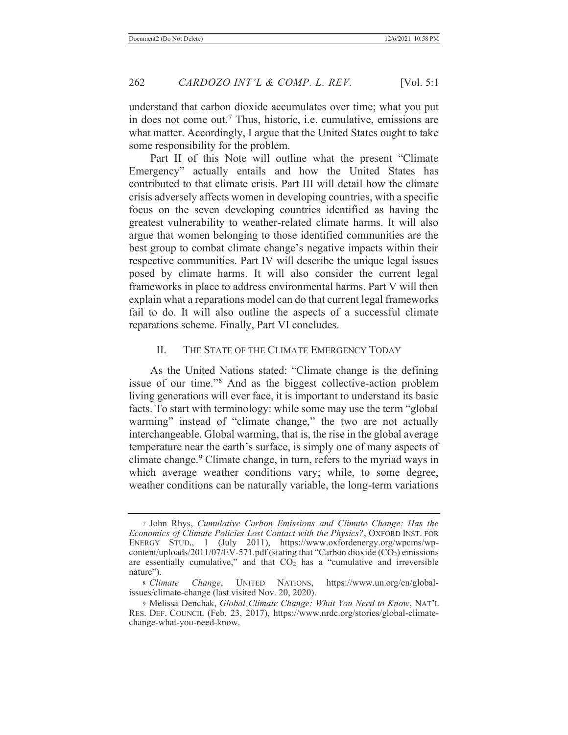understand that carbon dioxide accumulates over time; what you put in does not come out.[7] Thus, historic, i.e. cumulative, emissions are what matter. Accordingly, I argue that the United States ought to take some responsibility for the problem.

Part II of this Note will outline what the present "Climate Emergency" actually entails and how the United States has contributed to that climate crisis. Part III will detail how the climate crisis adversely affects women in developing countries, with a specific focus on the seven developing countries identified as having the greatest vulnerability to weather-related climate harms. It will also argue that women belonging to those identified communities are the best group to combat climate change's negative impacts within their respective communities. Part IV will describe the unique legal issues posed by climate harms. It will also consider the current legal frameworks in place to address environmental harms. Part V will then explain what a reparations model can do that current legal frameworks fail to do. It will also outline the aspects of a successful climate reparations scheme. Finally, Part VI concludes.

## II. THE STATE OF THE CLIMATE EMERGENCY TODAY

As the United Nations stated: "Climate change is the defining issue of our time."[8] And as the biggest collective-action problem living generations will ever face, it is important to understand its basic facts. To start with terminology: while some may use the term "global warming" instead of "climate change," the two are not actually interchangeable. Global warming, that is, the rise in the global average temperature near the earth's surface, is simply one of many aspects of climate change.[9] Climate change, in turn, refers to the myriad ways in which average weather conditions vary; while, to some degree, weather conditions can be naturally variable, the long-term variations

---

[7] John Rhys, *Cumulative Carbon Emissions and Climate Change: Has the Economics of Climate Policies Lost Contact with the Physics?*, OXFORD INST. FOR ENERGY STUD., 1 (July 2011), https://www.oxfordenergy.org/wpcms/wp-content/uploads/2011/07/EV-571.pdf (stating that "Carbon dioxide ($CO_2$) emissions are essentially cumulative," and that $CO_2$ has a "cumulative and irreversible nature").

[8] *Climate Change*, UNITED NATIONS, https://www.un.org/en/global-issues/climate-change (last visited Nov. 20, 2020).

[9] Melissa Denchak, *Global Climate Change: What You Need to Know*, NAT'L RES. DEF. COUNCIL (Feb. 23, 2017), https://www.nrdc.org/stories/global-climate-change-what-you-need-know.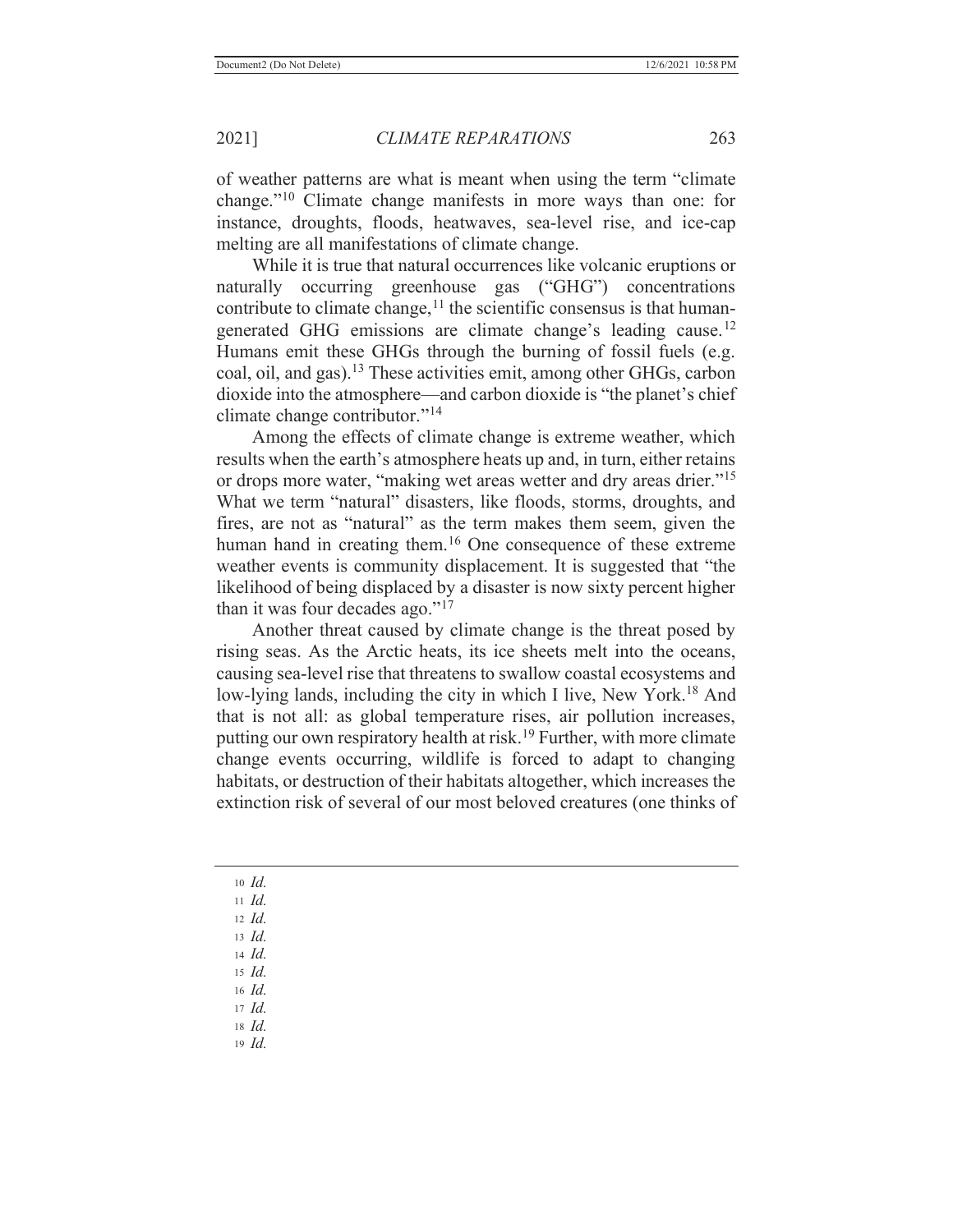of weather patterns are what is meant when using the term "climate change."[10] Climate change manifests in more ways than one: for instance, droughts, floods, heatwaves, sea-level rise, and ice-cap melting are all manifestations of climate change.

While it is true that natural occurrences like volcanic eruptions or naturally occurring greenhouse gas ("GHG") concentrations contribute to climate change,[11] the scientific consensus is that human-generated GHG emissions are climate change's leading cause.[12] Humans emit these GHGs through the burning of fossil fuels (e.g. coal, oil, and gas).[13] These activities emit, among other GHGs, carbon dioxide into the atmosphere—and carbon dioxide is "the planet's chief climate change contributor."[14]

Among the effects of climate change is extreme weather, which results when the earth's atmosphere heats up and, in turn, either retains or drops more water, "making wet areas wetter and dry areas drier."[15] What we term "natural" disasters, like floods, storms, droughts, and fires, are not as "natural" as the term makes them seem, given the human hand in creating them.[16] One consequence of these extreme weather events is community displacement. It is suggested that "the likelihood of being displaced by a disaster is now sixty percent higher than it was four decades ago."[17]

Another threat caused by climate change is the threat posed by rising seas. As the Arctic heats, its ice sheets melt into the oceans, causing sea-level rise that threatens to swallow coastal ecosystems and low-lying lands, including the city in which I live, New York.[18] And that is not all: as global temperature rises, air pollution increases, putting our own respiratory health at risk.[19] Further, with more climate change events occurring, wildlife is forced to adapt to changing habitats, or destruction of their habitats altogether, which increases the extinction risk of several of our most beloved creatures (one thinks of

---

10 *Id.*

11 *Id.*

12 *Id.*

13 *Id.*

14 *Id.*

15 *Id.*

16 *Id.*

17 *Id.*

18 *Id.*

19 *Id.*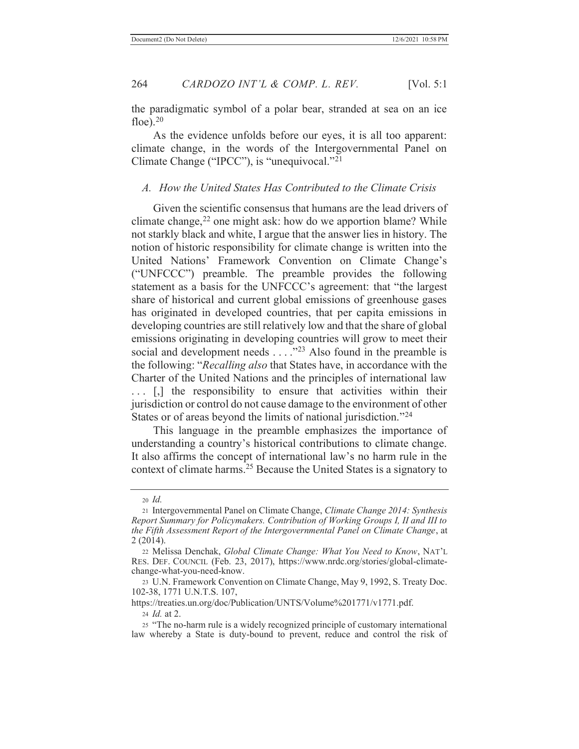the paradigmatic symbol of a polar bear, stranded at sea on an ice floe).[20]

As the evidence unfolds before our eyes, it is all too apparent: climate change, in the words of the Intergovernmental Panel on Climate Change ("IPCC"), is "unequivocal."[21]

### *A. How the United States Has Contributed to the Climate Crisis*

Given the scientific consensus that humans are the lead drivers of climate change,[22] one might ask: how do we apportion blame? While not starkly black and white, I argue that the answer lies in history. The notion of historic responsibility for climate change is written into the United Nations' Framework Convention on Climate Change's ("UNFCCC") preamble. The preamble provides the following statement as a basis for the UNFCCC's agreement: that "the largest share of historical and current global emissions of greenhouse gases has originated in developed countries, that per capita emissions in developing countries are still relatively low and that the share of global emissions originating in developing countries will grow to meet their social and development needs . . . ."[23] Also found in the preamble is the following: "*Recalling also* that States have, in accordance with the Charter of the United Nations and the principles of international law . . . [,] the responsibility to ensure that activities within their jurisdiction or control do not cause damage to the environment of other States or of areas beyond the limits of national jurisdiction."[24]

This language in the preamble emphasizes the importance of understanding a country's historical contributions to climate change. It also affirms the concept of international law's no harm rule in the context of climate harms.[25] Because the United States is a signatory to

---

[20] *Id.*

[21] Intergovernmental Panel on Climate Change, *Climate Change 2014: Synthesis Report Summary for Policymakers. Contribution of Working Groups I, II and III to the Fifth Assessment Report of the Intergovernmental Panel on Climate Change*, at 2 (2014).

[22] Melissa Denchak, *Global Climate Change: What You Need to Know*, NAT'L RES. DEF. COUNCIL (Feb. 23, 2017), https://www.nrdc.org/stories/global-climate-change-what-you-need-know.

[23] U.N. Framework Convention on Climate Change, May 9, 1992, S. Treaty Doc. 102-38, 1771 U.N.T.S. 107, https://treaties.un.org/doc/Publication/UNTS/Volume%201771/v1771.pdf.

[24] *Id.* at 2.

[25] "The no-harm rule is a widely recognized principle of customary international law whereby a State is duty-bound to prevent, reduce and control the risk of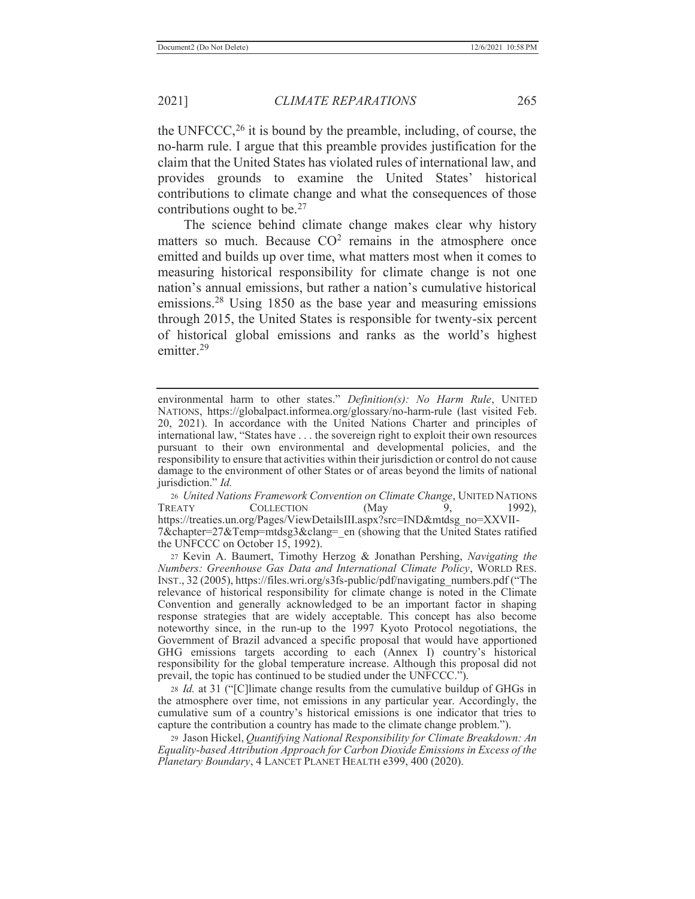the UNFCCC,[26] it is bound by the preamble, including, of course, the no-harm rule. I argue that this preamble provides justification for the claim that the United States has violated rules of international law, and provides grounds to examine the United States' historical contributions to climate change and what the consequences of those contributions ought to be.[27]

The science behind climate change makes clear why history matters so much. Because $CO^2$ remains in the atmosphere once emitted and builds up over time, what matters most when it comes to measuring historical responsibility for climate change is not one nation's annual emissions, but rather a nation's cumulative historical emissions.[28] Using 1850 as the base year and measuring emissions through 2015, the United States is responsible for twenty-six percent of historical global emissions and ranks as the world's highest emitter.[29]

---

environmental harm to other states." *Definition(s): No Harm Rule*, UNITED NATIONS, https://globalpact.informea.org/glossary/no-harm-rule (last visited Feb. 20, 2021). In accordance with the United Nations Charter and principles of international law, "States have . . . the sovereign right to exploit their own resources pursuant to their own environmental and developmental policies, and the responsibility to ensure that activities within their jurisdiction or control do not cause damage to the environment of other States or of areas beyond the limits of national jurisdiction." *Id.*

26 *United Nations Framework Convention on Climate Change*, UNITED NATIONS TREATY COLLECTION (May 9, 1992), https://treaties.un.org/Pages/ViewDetailsIII.aspx?src=IND&mtdsg_no=XXVII-7&chapter=27&Temp=mtdsg3&clang=_en (showing that the United States ratified the UNFCCC on October 15, 1992).

27 Kevin A. Baumert, Timothy Herzog & Jonathan Pershing, *Navigating the Numbers: Greenhouse Gas Data and International Climate Policy*, WORLD RES. INST., 32 (2005), https://files.wri.org/s3fs-public/pdf/navigating_numbers.pdf ("The relevance of historical responsibility for climate change is noted in the Climate Convention and generally acknowledged to be an important factor in shaping response strategies that are widely acceptable. This concept has also become noteworthy since, in the run-up to the 1997 Kyoto Protocol negotiations, the Government of Brazil advanced a specific proposal that would have apportioned GHG emissions targets according to each (Annex I) country's historical responsibility for the global temperature increase. Although this proposal did not prevail, the topic has continued to be studied under the UNFCCC.").

28 *Id.* at 31 ("[C]limate change results from the cumulative buildup of GHGs in the atmosphere over time, not emissions in any particular year. Accordingly, the cumulative sum of a country's historical emissions is one indicator that tries to capture the contribution a country has made to the climate change problem.").

29 Jason Hickel, *Quantifying National Responsibility for Climate Breakdown: An Equality-based Attribution Approach for Carbon Dioxide Emissions in Excess of the Planetary Boundary*, 4 LANCET PLANET HEALTH e399, 400 (2020).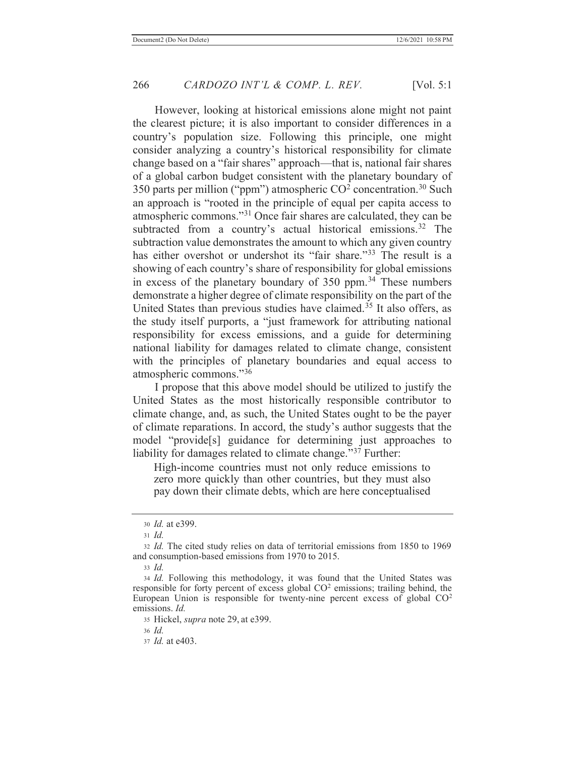However, looking at historical emissions alone might not paint the clearest picture; it is also important to consider differences in a country's population size. Following this principle, one might consider analyzing a country's historical responsibility for climate change based on a "fair shares" approach—that is, national fair shares of a global carbon budget consistent with the planetary boundary of 350 parts per million ("ppm") atmospheric $CO^2$ concentration.[30] Such an approach is "rooted in the principle of equal per capita access to atmospheric commons."[31] Once fair shares are calculated, they can be subtracted from a country's actual historical emissions.[32] The subtraction value demonstrates the amount to which any given country has either overshot or undershot its "fair share."[33] The result is a showing of each country's share of responsibility for global emissions in excess of the planetary boundary of 350 ppm.[34] These numbers demonstrate a higher degree of climate responsibility on the part of the United States than previous studies have claimed.[35] It also offers, as the study itself purports, a "just framework for attributing national responsibility for excess emissions, and a guide for determining national liability for damages related to climate change, consistent with the principles of planetary boundaries and equal access to atmospheric commons."[36]

I propose that this above model should be utilized to justify the United States as the most historically responsible contributor to climate change, and, as such, the United States ought to be the payer of climate reparations. In accord, the study's author suggests that the model "provide[s] guidance for determining just approaches to liability for damages related to climate change."[37] Further:

> High-income countries must not only reduce emissions to zero more quickly than other countries, but they must also pay down their climate debts, which are here conceptualised

---

[30] *Id.* at e399.

[31] *Id.*

[32] *Id.* The cited study relies on data of territorial emissions from 1850 to 1969 and consumption-based emissions from 1970 to 2015.

[33] *Id.*

[34] *Id.* Following this methodology, it was found that the United States was responsible for forty percent of excess global $CO^2$ emissions; trailing behind, the European Union is responsible for twenty-nine percent excess of global $CO^2$ emissions. *Id.*

[35] Hickel, *supra* note 29, at e399.

[36] *Id.*

[37] *Id.* at e403.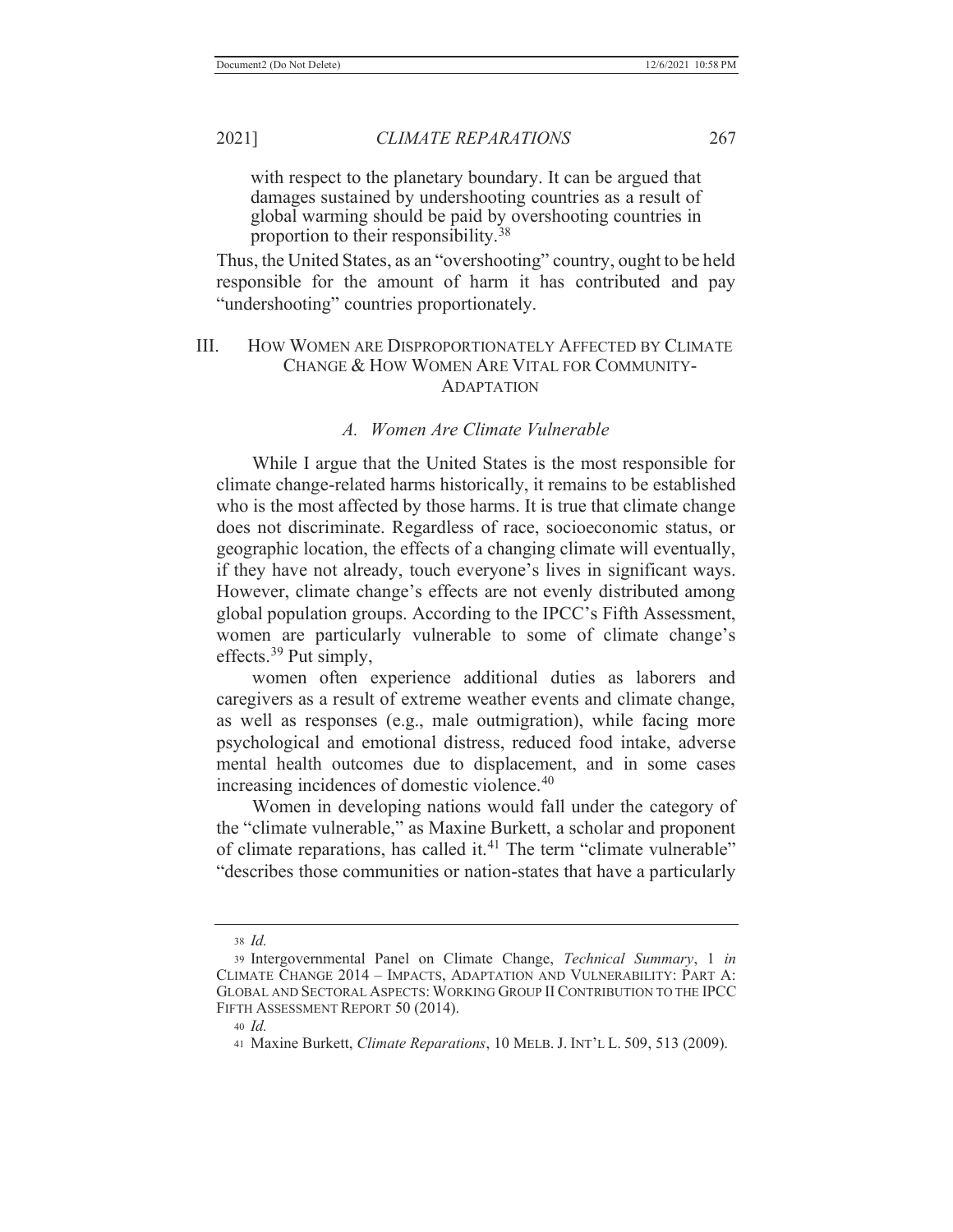with respect to the planetary boundary. It can be argued that damages sustained by undershooting countries as a result of global warming should be paid by overshooting countries in proportion to their responsibility.[38]

Thus, the United States, as an "overshooting" country, ought to be held responsible for the amount of harm it has contributed and pay "undershooting" countries proportionately.

## III. How Women are Disproportionately Affected by Climate Change & How Women Are Vital for Community-Adaptation

### *A. Women Are Climate Vulnerable*

While I argue that the United States is the most responsible for climate change-related harms historically, it remains to be established who is the most affected by those harms. It is true that climate change does not discriminate. Regardless of race, socioeconomic status, or geographic location, the effects of a changing climate will eventually, if they have not already, touch everyone's lives in significant ways. However, climate change's effects are not evenly distributed among global population groups. According to the IPCC's Fifth Assessment, women are particularly vulnerable to some of climate change's effects.[39] Put simply,

women often experience additional duties as laborers and caregivers as a result of extreme weather events and climate change, as well as responses (e.g., male outmigration), while facing more psychological and emotional distress, reduced food intake, adverse mental health outcomes due to displacement, and in some cases increasing incidences of domestic violence.[40]

Women in developing nations would fall under the category of the "climate vulnerable," as Maxine Burkett, a scholar and proponent of climate reparations, has called it.[41] The term "climate vulnerable" "describes those communities or nation-states that have a particularly

---

38 *Id.*

39 Intergovernmental Panel on Climate Change, *Technical Summary*, 1 *in* CLIMATE CHANGE 2014 – IMPACTS, ADAPTATION AND VULNERABILITY: PART A: GLOBAL AND SECTORAL ASPECTS: WORKING GROUP II CONTRIBUTION TO THE IPCC FIFTH ASSESSMENT REPORT 50 (2014).

40 *Id.*

41 Maxine Burkett, *Climate Reparations*, 10 MELB. J. INT'L L. 509, 513 (2009).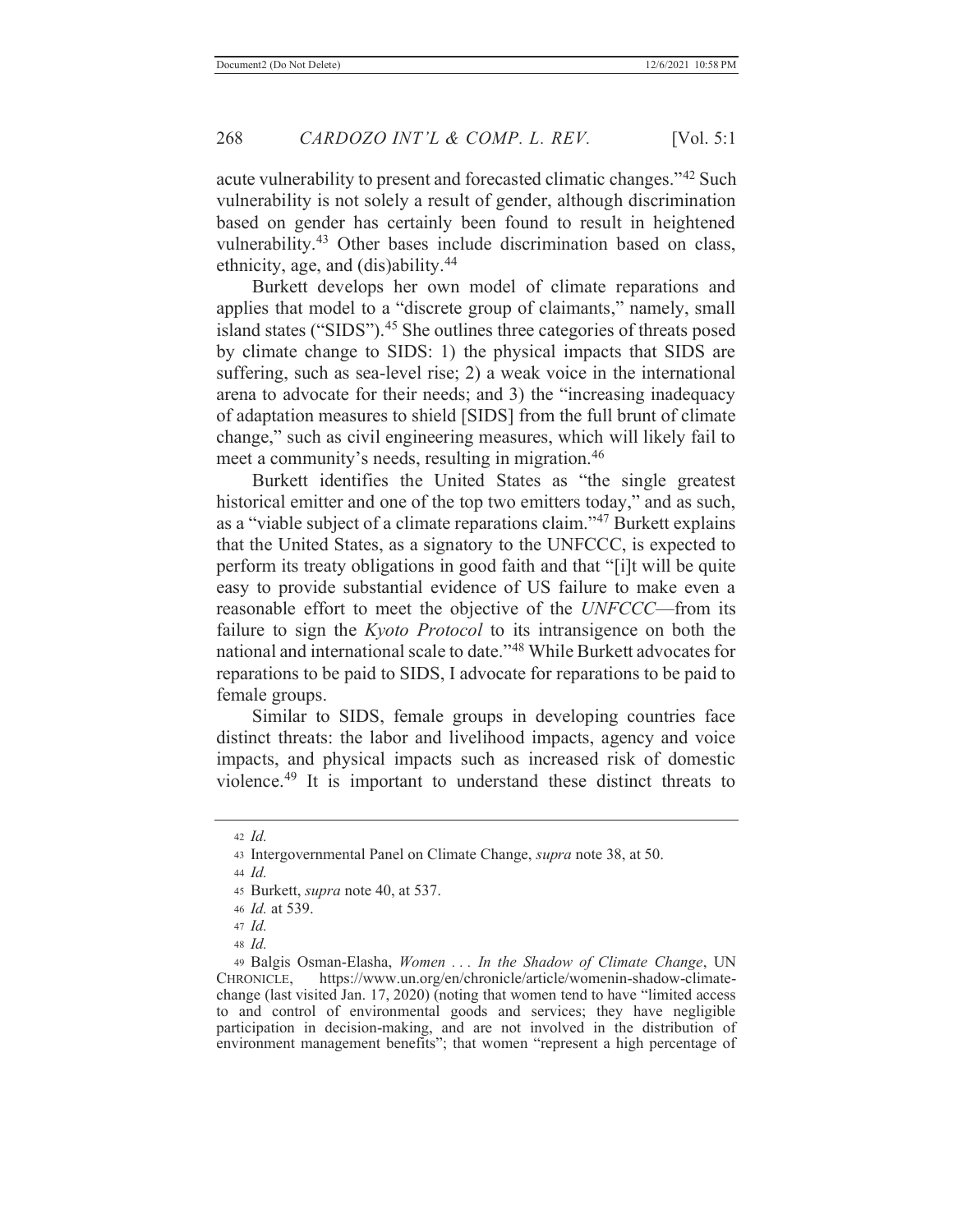acute vulnerability to present and forecasted climatic changes."[42] Such vulnerability is not solely a result of gender, although discrimination based on gender has certainly been found to result in heightened vulnerability.[43] Other bases include discrimination based on class, ethnicity, age, and (dis)ability.[44]

Burkett develops her own model of climate reparations and applies that model to a "discrete group of claimants," namely, small island states ("SIDS").[45] She outlines three categories of threats posed by climate change to SIDS: 1) the physical impacts that SIDS are suffering, such as sea-level rise; 2) a weak voice in the international arena to advocate for their needs; and 3) the "increasing inadequacy of adaptation measures to shield [SIDS] from the full brunt of climate change," such as civil engineering measures, which will likely fail to meet a community's needs, resulting in migration.[46]

Burkett identifies the United States as "the single greatest historical emitter and one of the top two emitters today," and as such, as a "viable subject of a climate reparations claim."[47] Burkett explains that the United States, as a signatory to the UNFCCC, is expected to perform its treaty obligations in good faith and that "[i]t will be quite easy to provide substantial evidence of US failure to make even a reasonable effort to meet the objective of the *UNFCCC*—from its failure to sign the *Kyoto Protocol* to its intransigence on both the national and international scale to date."[48] While Burkett advocates for reparations to be paid to SIDS, I advocate for reparations to be paid to female groups.

Similar to SIDS, female groups in developing countries face distinct threats: the labor and livelihood impacts, agency and voice impacts, and physical impacts such as increased risk of domestic violence.[49] It is important to understand these distinct threats to

---

42 *Id.*

43 Intergovernmental Panel on Climate Change, *supra* note 38, at 50.

44 *Id.*

45 Burkett, *supra* note 40, at 537.

46 *Id.* at 539.

47 *Id.*

48 *Id.*

49 Balgis Osman-Elasha, *Women . . . In the Shadow of Climate Change*, UN CHRONICLE, https://www.un.org/en/chronicle/article/womenin-shadow-climate-change (last visited Jan. 17, 2020) (noting that women tend to have "limited access to and control of environmental goods and services; they have negligible participation in decision-making, and are not involved in the distribution of environment management benefits"; that women "represent a high percentage of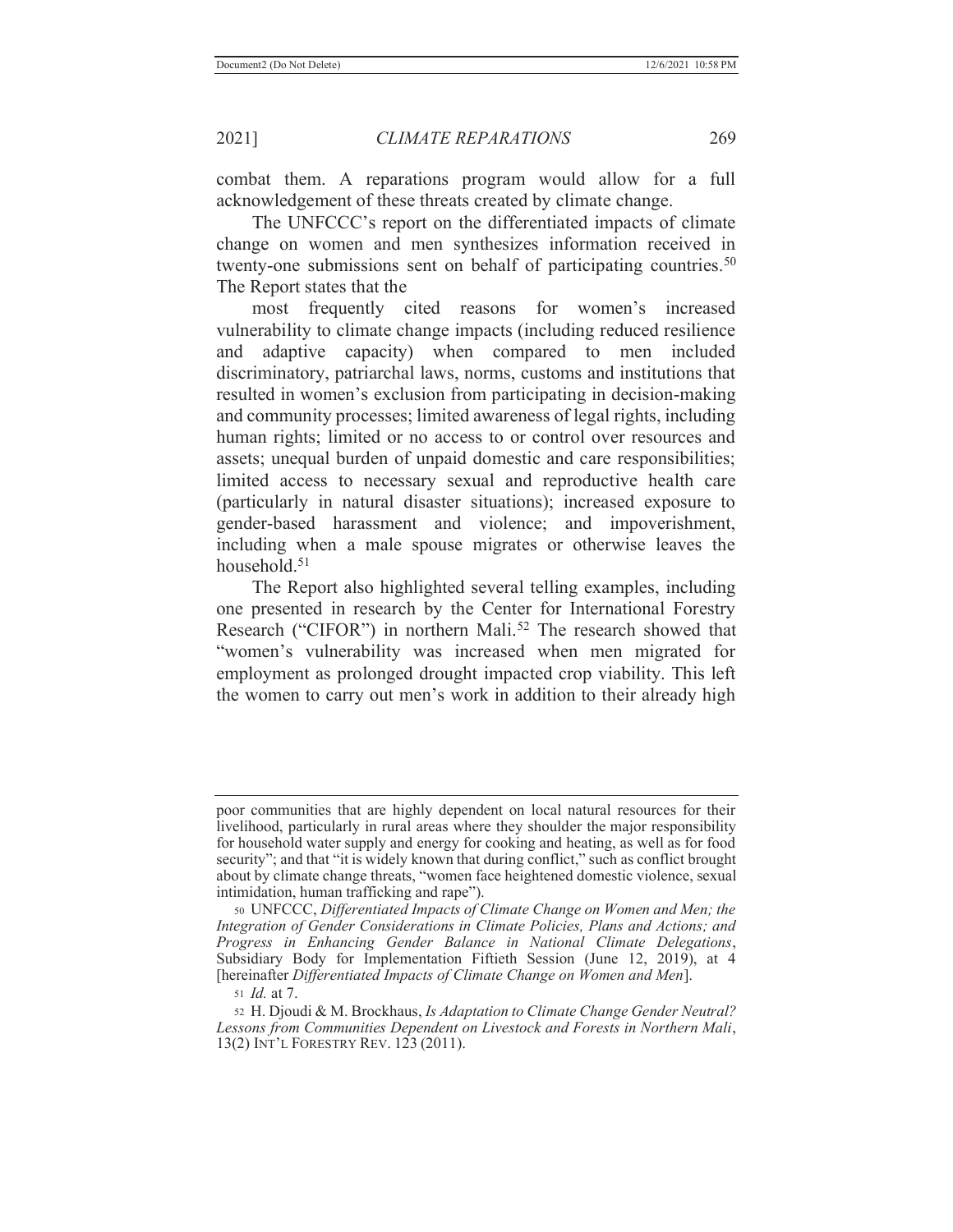combat them. A reparations program would allow for a full acknowledgement of these threats created by climate change.

The UNFCCC's report on the differentiated impacts of climate change on women and men synthesizes information received in twenty-one submissions sent on behalf of participating countries.[50] The Report states that the

> most frequently cited reasons for women's increased vulnerability to climate change impacts (including reduced resilience and adaptive capacity) when compared to men included discriminatory, patriarchal laws, norms, customs and institutions that resulted in women's exclusion from participating in decision-making and community processes; limited awareness of legal rights, including human rights; limited or no access to or control over resources and assets; unequal burden of unpaid domestic and care responsibilities; limited access to necessary sexual and reproductive health care (particularly in natural disaster situations); increased exposure to gender-based harassment and violence; and impoverishment, including when a male spouse migrates or otherwise leaves the household.[51]

The Report also highlighted several telling examples, including one presented in research by the Center for International Forestry Research ("CIFOR") in northern Mali.[52] The research showed that "women's vulnerability was increased when men migrated for employment as prolonged drought impacted crop viability. This left the women to carry out men's work in addition to their already high

---

poor communities that are highly dependent on local natural resources for their livelihood, particularly in rural areas where they shoulder the major responsibility for household water supply and energy for cooking and heating, as well as for food security"; and that "it is widely known that during conflict," such as conflict brought about by climate change threats, "women face heightened domestic violence, sexual intimidation, human trafficking and rape").

[50] UNFCCC, *Differentiated Impacts of Climate Change on Women and Men; the Integration of Gender Considerations in Climate Policies, Plans and Actions; and Progress in Enhancing Gender Balance in National Climate Delegations*, Subsidiary Body for Implementation Fiftieth Session (June 12, 2019), at 4 [hereinafter *Differentiated Impacts of Climate Change on Women and Men*].

[51] *Id.* at 7.

[52] H. Djoudi & M. Brockhaus, *Is Adaptation to Climate Change Gender Neutral? Lessons from Communities Dependent on Livestock and Forests in Northern Mali*, 13(2) INT'L FORESTRY REV. 123 (2011).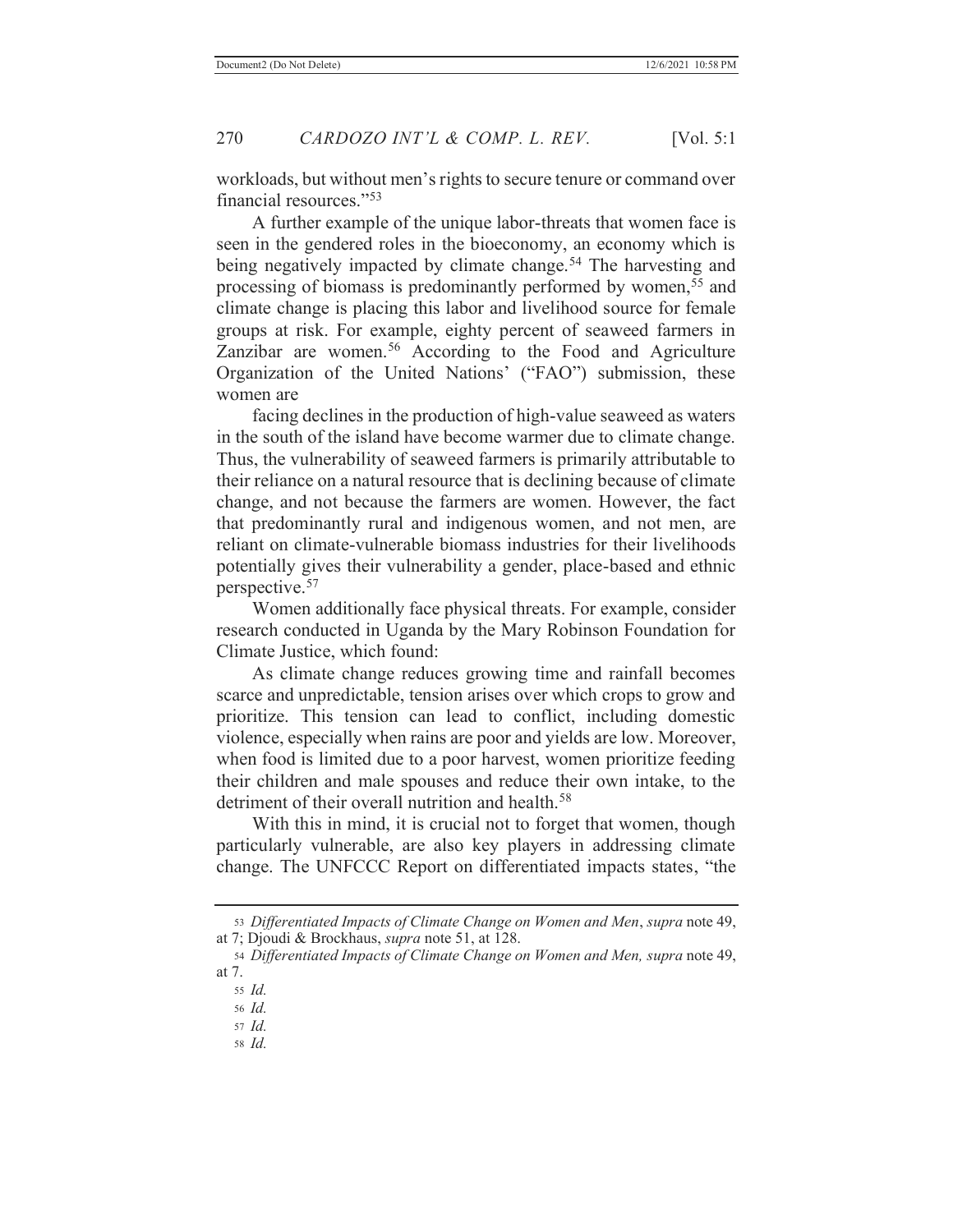workloads, but without men's rights to secure tenure or command over financial resources."[53]

A further example of the unique labor-threats that women face is seen in the gendered roles in the bioeconomy, an economy which is being negatively impacted by climate change.[54] The harvesting and processing of biomass is predominantly performed by women,[55] and climate change is placing this labor and livelihood source for female groups at risk. For example, eighty percent of seaweed farmers in Zanzibar are women.[56] According to the Food and Agriculture Organization of the United Nations' ("FAO") submission, these women are

> facing declines in the production of high-value seaweed as waters in the south of the island have become warmer due to climate change. Thus, the vulnerability of seaweed farmers is primarily attributable to their reliance on a natural resource that is declining because of climate change, and not because the farmers are women. However, the fact that predominantly rural and indigenous women, and not men, are reliant on climate-vulnerable biomass industries for their livelihoods potentially gives their vulnerability a gender, place-based and ethnic perspective.[57]

Women additionally face physical threats. For example, consider research conducted in Uganda by the Mary Robinson Foundation for Climate Justice, which found:

> As climate change reduces growing time and rainfall becomes scarce and unpredictable, tension arises over which crops to grow and prioritize. This tension can lead to conflict, including domestic violence, especially when rains are poor and yields are low. Moreover, when food is limited due to a poor harvest, women prioritize feeding their children and male spouses and reduce their own intake, to the detriment of their overall nutrition and health.[58]

With this in mind, it is crucial not to forget that women, though particularly vulnerable, are also key players in addressing climate change. The UNFCCC Report on differentiated impacts states, "the

---

53 *Differentiated Impacts of Climate Change on Women and Men*, *supra* note 49, at 7; Djoudi & Brockhaus, *supra* note 51, at 128.

54 *Differentiated Impacts of Climate Change on Women and Men, supra* note 49, at 7.

55 *Id.*

56 *Id.*

57 *Id.*

58 *Id.*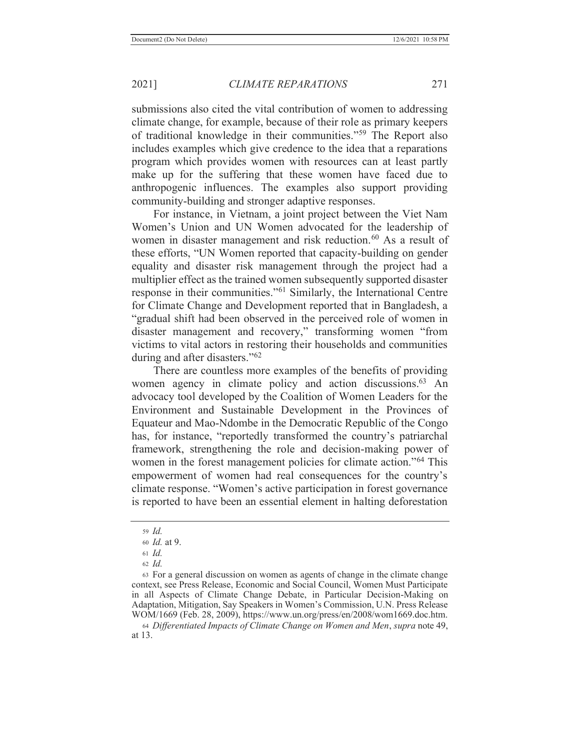submissions also cited the vital contribution of women to addressing climate change, for example, because of their role as primary keepers of traditional knowledge in their communities."[59] The Report also includes examples which give credence to the idea that a reparations program which provides women with resources can at least partly make up for the suffering that these women have faced due to anthropogenic influences. The examples also support providing community-building and stronger adaptive responses.

For instance, in Vietnam, a joint project between the Viet Nam Women's Union and UN Women advocated for the leadership of women in disaster management and risk reduction.[60] As a result of these efforts, "UN Women reported that capacity-building on gender equality and disaster risk management through the project had a multiplier effect as the trained women subsequently supported disaster response in their communities."[61] Similarly, the International Centre for Climate Change and Development reported that in Bangladesh, a "gradual shift had been observed in the perceived role of women in disaster management and recovery," transforming women "from victims to vital actors in restoring their households and communities during and after disasters."[62]

There are countless more examples of the benefits of providing women agency in climate policy and action discussions.[63] An advocacy tool developed by the Coalition of Women Leaders for the Environment and Sustainable Development in the Provinces of Equateur and Mao-Ndombe in the Democratic Republic of the Congo has, for instance, "reportedly transformed the country's patriarchal framework, strengthening the role and decision-making power of women in the forest management policies for climate action."[64] This empowerment of women had real consequences for the country's climate response. "Women's active participation in forest governance is reported to have been an essential element in halting deforestation

---

[59] *Id.*

[60] *Id.* at 9.

[61] *Id.*

[62] *Id.*

[63] For a general discussion on women as agents of change in the climate change context, see Press Release, Economic and Social Council, Women Must Participate in all Aspects of Climate Change Debate, in Particular Decision-Making on Adaptation, Mitigation, Say Speakers in Women's Commission, U.N. Press Release WOM/1669 (Feb. 28, 2009), https://www.un.org/press/en/2008/wom1669.doc.htm.

[64] *Differentiated Impacts of Climate Change on Women and Men*, *supra* note 49, at 13.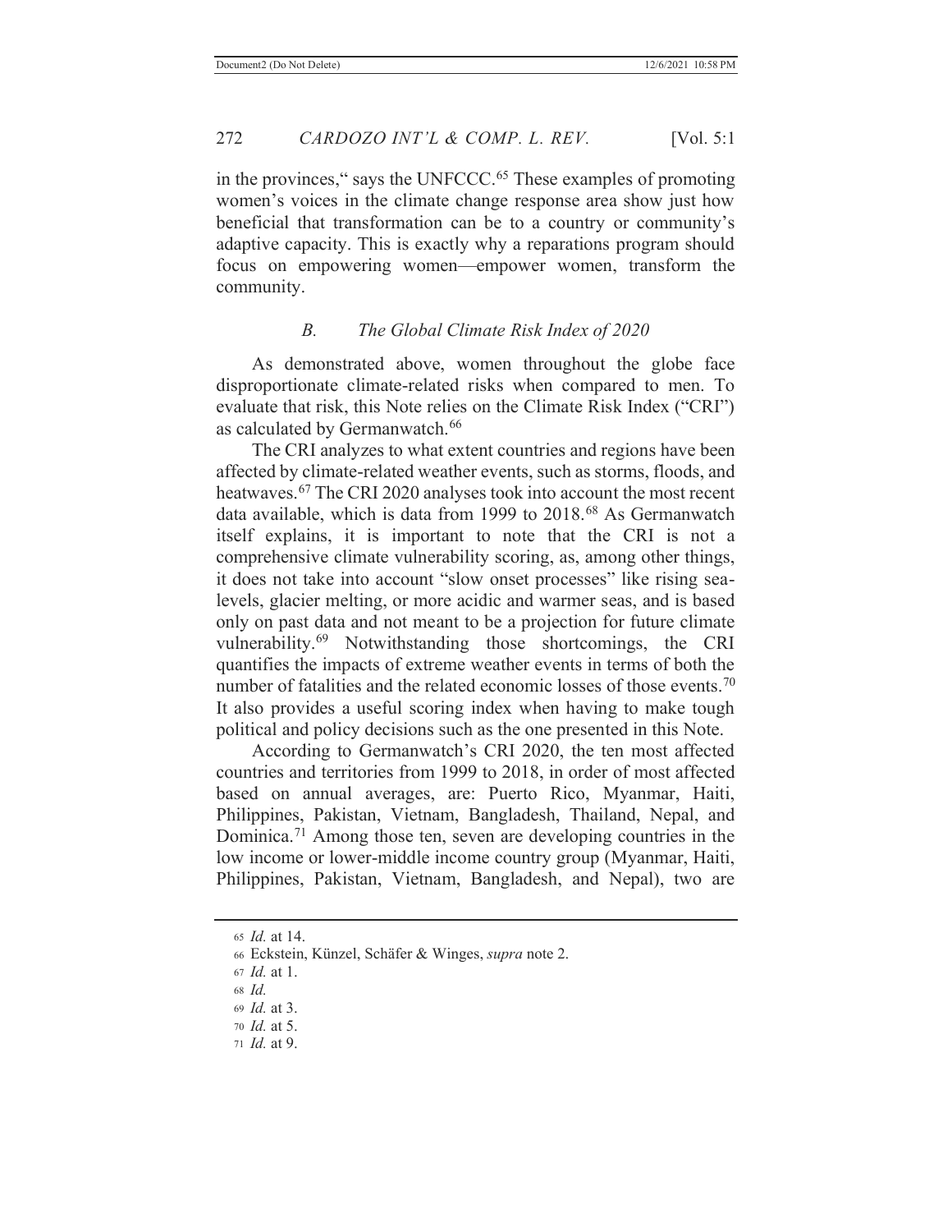in the provinces," says the UNFCCC.[65] These examples of promoting women's voices in the climate change response area show just how beneficial that transformation can be to a country or community's adaptive capacity. This is exactly why a reparations program should focus on empowering women—empower women, transform the community.

### *B. The Global Climate Risk Index of 2020*

As demonstrated above, women throughout the globe face disproportionate climate-related risks when compared to men. To evaluate that risk, this Note relies on the Climate Risk Index ("CRI") as calculated by Germanwatch.[66]

The CRI analyzes to what extent countries and regions have been affected by climate-related weather events, such as storms, floods, and heatwaves.[67] The CRI 2020 analyses took into account the most recent data available, which is data from 1999 to 2018.[68] As Germanwatch itself explains, it is important to note that the CRI is not a comprehensive climate vulnerability scoring, as, among other things, it does not take into account "slow onset processes" like rising sea-levels, glacier melting, or more acidic and warmer seas, and is based only on past data and not meant to be a projection for future climate vulnerability.[69] Notwithstanding those shortcomings, the CRI quantifies the impacts of extreme weather events in terms of both the number of fatalities and the related economic losses of those events.[70] It also provides a useful scoring index when having to make tough political and policy decisions such as the one presented in this Note.

According to Germanwatch's CRI 2020, the ten most affected countries and territories from 1999 to 2018, in order of most affected based on annual averages, are: Puerto Rico, Myanmar, Haiti, Philippines, Pakistan, Vietnam, Bangladesh, Thailand, Nepal, and Dominica.[71] Among those ten, seven are developing countries in the low income or lower-middle income country group (Myanmar, Haiti, Philippines, Pakistan, Vietnam, Bangladesh, and Nepal), two are

---

[65] *Id.* at 14.

[66] Eckstein, Künzel, Schäfer & Winges, *supra* note 2.

[67] *Id.* at 1.

[68] *Id.*

[69] *Id.* at 3.

[70] *Id.* at 5.

[71] *Id.* at 9.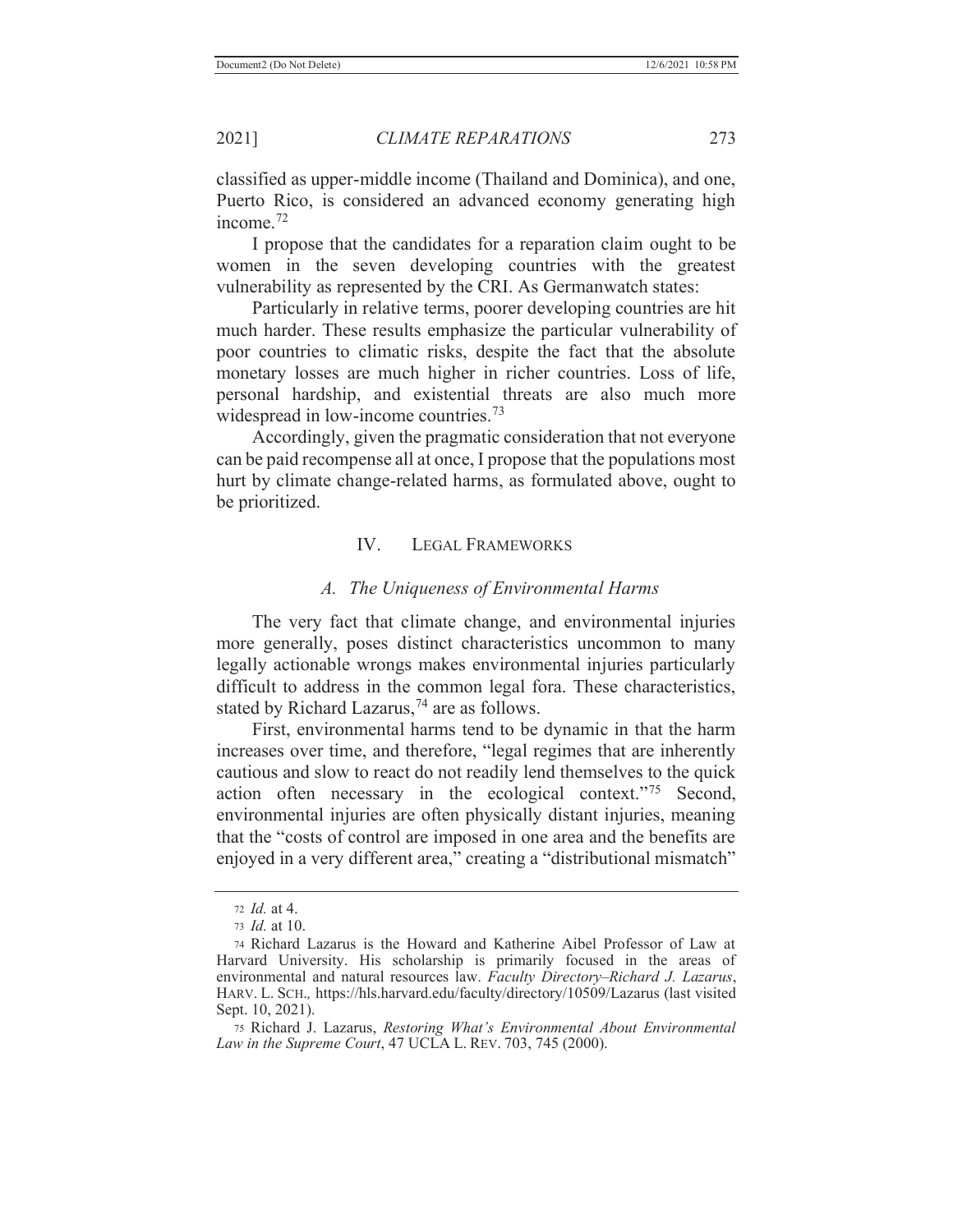classified as upper-middle income (Thailand and Dominica), and one, Puerto Rico, is considered an advanced economy generating high income.[72]

I propose that the candidates for a reparation claim ought to be women in the seven developing countries with the greatest vulnerability as represented by the CRI. As Germanwatch states:

> Particularly in relative terms, poorer developing countries are hit much harder. These results emphasize the particular vulnerability of poor countries to climatic risks, despite the fact that the absolute monetary losses are much higher in richer countries. Loss of life, personal hardship, and existential threats are also much more widespread in low-income countries.[73]

Accordingly, given the pragmatic consideration that not everyone can be paid recompense all at once, I propose that the populations most hurt by climate change-related harms, as formulated above, ought to be prioritized.

## IV. LEGAL FRAMEWORKS

### A. *The Uniqueness of Environmental Harms*

The very fact that climate change, and environmental injuries more generally, poses distinct characteristics uncommon to many legally actionable wrongs makes environmental injuries particularly difficult to address in the common legal fora. These characteristics, stated by Richard Lazarus,[74] are as follows.

First, environmental harms tend to be dynamic in that the harm increases over time, and therefore, "legal regimes that are inherently cautious and slow to react do not readily lend themselves to the quick action often necessary in the ecological context."[75] Second, environmental injuries are often physically distant injuries, meaning that the "costs of control are imposed in one area and the benefits are enjoyed in a very different area," creating a "distributional mismatch"

---

72 *Id.* at 4.

73 *Id.* at 10.

74 Richard Lazarus is the Howard and Katherine Aibel Professor of Law at Harvard University. His scholarship is primarily focused in the areas of environmental and natural resources law. *Faculty Directory–Richard J. Lazarus*, HARV. L. SCH., https://hls.harvard.edu/faculty/directory/10509/Lazarus (last visited Sept. 10, 2021).

75 Richard J. Lazarus, *Restoring What's Environmental About Environmental Law in the Supreme Court*, 47 UCLA L. REV. 703, 745 (2000).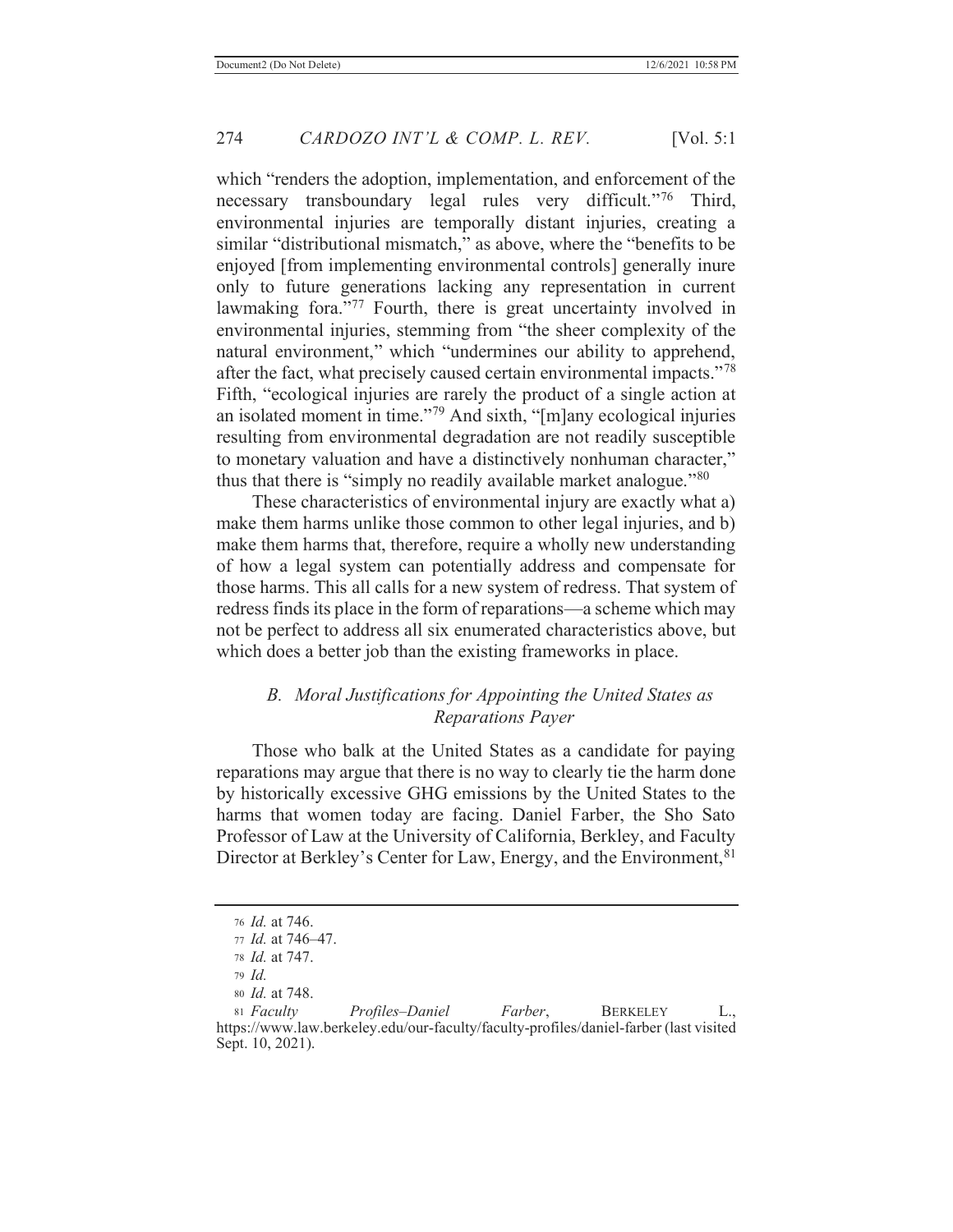which "renders the adoption, implementation, and enforcement of the necessary transboundary legal rules very difficult."[76] Third, environmental injuries are temporally distant injuries, creating a similar "distributional mismatch," as above, where the "benefits to be enjoyed [from implementing environmental controls] generally inure only to future generations lacking any representation in current lawmaking fora."[77] Fourth, there is great uncertainty involved in environmental injuries, stemming from "the sheer complexity of the natural environment," which "undermines our ability to apprehend, after the fact, what precisely caused certain environmental impacts."[78] Fifth, "ecological injuries are rarely the product of a single action at an isolated moment in time."[79] And sixth, "[m]any ecological injuries resulting from environmental degradation are not readily susceptible to monetary valuation and have a distinctively nonhuman character," thus that there is "simply no readily available market analogue."[80]

These characteristics of environmental injury are exactly what a) make them harms unlike those common to other legal injuries, and b) make them harms that, therefore, require a wholly new understanding of how a legal system can potentially address and compensate for those harms. This all calls for a new system of redress. That system of redress finds its place in the form of reparations—a scheme which may not be perfect to address all six enumerated characteristics above, but which does a better job than the existing frameworks in place.

### *B. Moral Justifications for Appointing the United States as Reparations Payer*

Those who balk at the United States as a candidate for paying reparations may argue that there is no way to clearly tie the harm done by historically excessive GHG emissions by the United States to the harms that women today are facing. Daniel Farber, the Sho Sato Professor of Law at the University of California, Berkley, and Faculty Director at Berkley's Center for Law, Energy, and the Environment,[81]

---

[76] *Id.* at 746.

[77] *Id.* at 746–47.

[78] *Id.* at 747.

[79] *Id.*

[80] *Id.* at 748.

[81] *Faculty Profiles–Daniel Farber*, BERKELEY L., https://www.law.berkeley.edu/our-faculty/faculty-profiles/daniel-farber (last visited Sept. 10, 2021).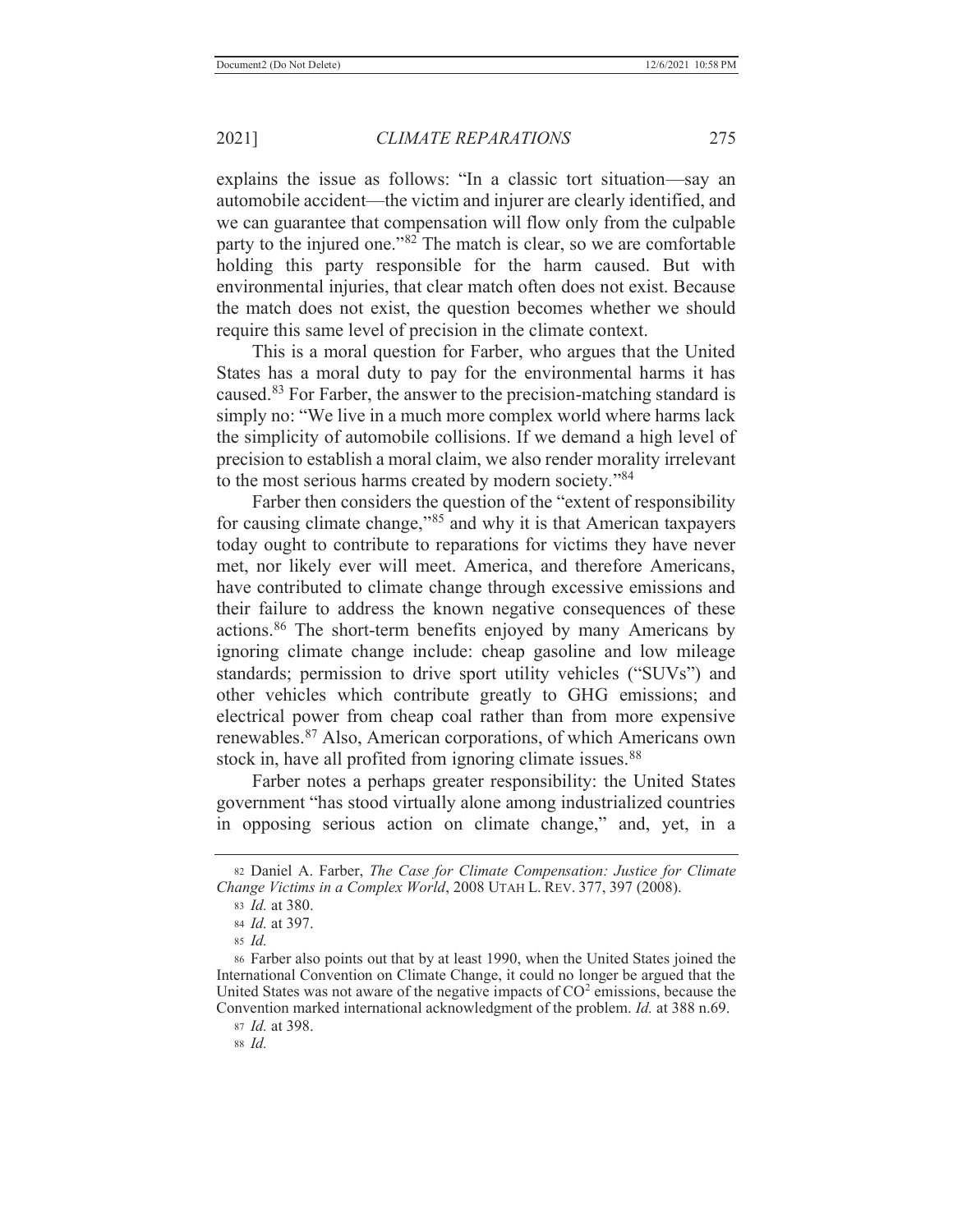explains the issue as follows: "In a classic tort situation—say an automobile accident—the victim and injurer are clearly identified, and we can guarantee that compensation will flow only from the culpable party to the injured one."[82] The match is clear, so we are comfortable holding this party responsible for the harm caused. But with environmental injuries, that clear match often does not exist. Because the match does not exist, the question becomes whether we should require this same level of precision in the climate context.

This is a moral question for Farber, who argues that the United States has a moral duty to pay for the environmental harms it has caused.[83] For Farber, the answer to the precision-matching standard is simply no: "We live in a much more complex world where harms lack the simplicity of automobile collisions. If we demand a high level of precision to establish a moral claim, we also render morality irrelevant to the most serious harms created by modern society."[84]

Farber then considers the question of the "extent of responsibility for causing climate change,"[85] and why it is that American taxpayers today ought to contribute to reparations for victims they have never met, nor likely ever will meet. America, and therefore Americans, have contributed to climate change through excessive emissions and their failure to address the known negative consequences of these actions.[86] The short-term benefits enjoyed by many Americans by ignoring climate change include: cheap gasoline and low mileage standards; permission to drive sport utility vehicles ("SUVs") and other vehicles which contribute greatly to GHG emissions; and electrical power from cheap coal rather than from more expensive renewables.[87] Also, American corporations, of which Americans own stock in, have all profited from ignoring climate issues.[88]

Farber notes a perhaps greater responsibility: the United States government "has stood virtually alone among industrialized countries in opposing serious action on climate change," and, yet, in a

---

[82] Daniel A. Farber, *The Case for Climate Compensation: Justice for Climate Change Victims in a Complex World*, 2008 UTAH L. REV. 377, 397 (2008).

[83] *Id.* at 380.

[84] *Id.* at 397.

[85] *Id.*

[86] Farber also points out that by at least 1990, when the United States joined the International Convention on Climate Change, it could no longer be argued that the United States was not aware of the negative impacts of $CO^2$ emissions, because the Convention marked international acknowledgment of the problem. *Id.* at 388 n.69.

[87] *Id.* at 398.

[88] *Id.*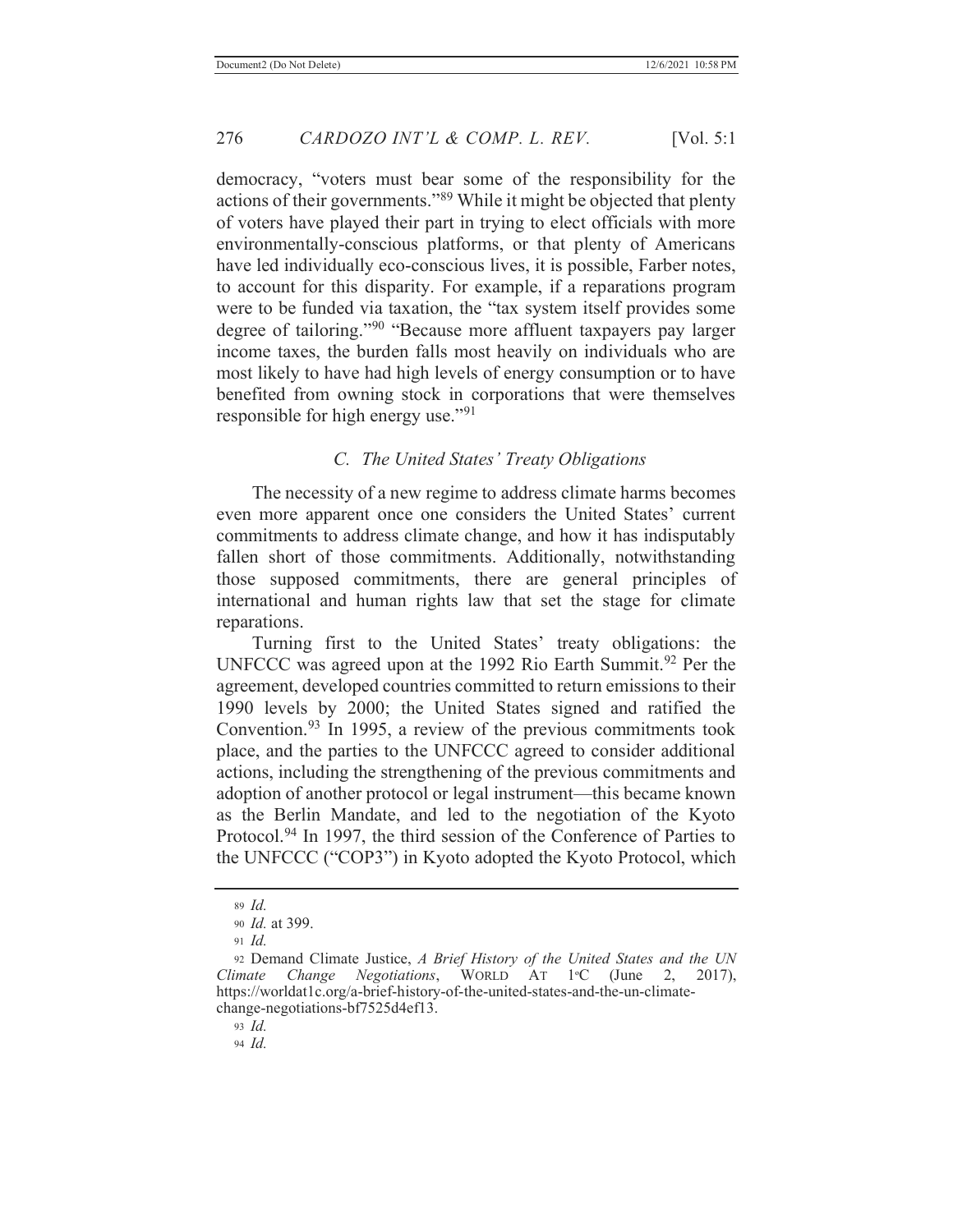democracy, "voters must bear some of the responsibility for the actions of their governments."[89] While it might be objected that plenty of voters have played their part in trying to elect officials with more environmentally-conscious platforms, or that plenty of Americans have led individually eco-conscious lives, it is possible, Farber notes, to account for this disparity. For example, if a reparations program were to be funded via taxation, the "tax system itself provides some degree of tailoring."[90] "Because more affluent taxpayers pay larger income taxes, the burden falls most heavily on individuals who are most likely to have had high levels of energy consumption or to have benefited from owning stock in corporations that were themselves responsible for high energy use."[91]

### *C. The United States' Treaty Obligations*

The necessity of a new regime to address climate harms becomes even more apparent once one considers the United States' current commitments to address climate change, and how it has indisputably fallen short of those commitments. Additionally, notwithstanding those supposed commitments, there are general principles of international and human rights law that set the stage for climate reparations.

Turning first to the United States' treaty obligations: the UNFCCC was agreed upon at the 1992 Rio Earth Summit.[92] Per the agreement, developed countries committed to return emissions to their 1990 levels by 2000; the United States signed and ratified the Convention.[93] In 1995, a review of the previous commitments took place, and the parties to the UNFCCC agreed to consider additional actions, including the strengthening of the previous commitments and adoption of another protocol or legal instrument—this became known as the Berlin Mandate, and led to the negotiation of the Kyoto Protocol.[94] In 1997, the third session of the Conference of Parties to the UNFCCC ("COP3") in Kyoto adopted the Kyoto Protocol, which

---

89 *Id.*

90 *Id.* at 399.

91 *Id.*

92 Demand Climate Justice, *A Brief History of the United States and the UN Climate Change Negotiations*, WORLD AT 1°C (June 2, 2017), https://worldat1c.org/a-brief-history-of-the-united-states-and-the-un-climate-change-negotiations-bf7525d4ef13.

93 *Id.*

94 *Id.*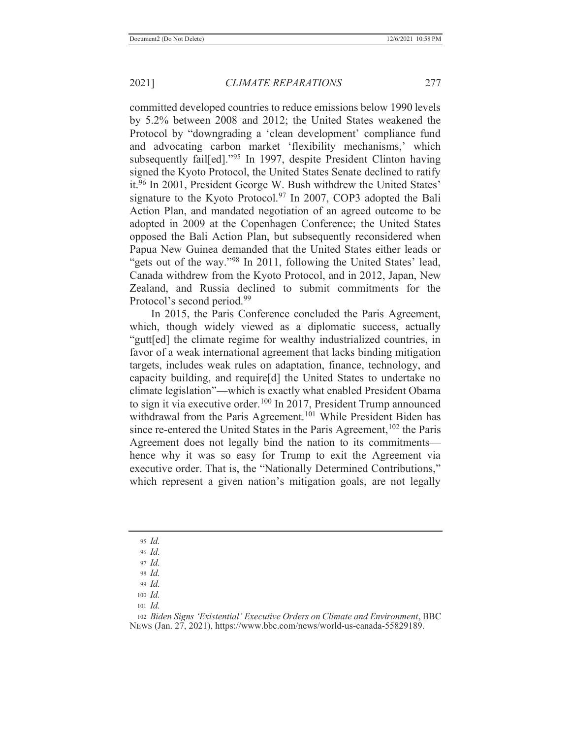committed developed countries to reduce emissions below 1990 levels by 5.2% between 2008 and 2012; the United States weakened the Protocol by "downgrading a 'clean development' compliance fund and advocating carbon market 'flexibility mechanisms,' which subsequently fail[ed]."[95] In 1997, despite President Clinton having signed the Kyoto Protocol, the United States Senate declined to ratify it.[96] In 2001, President George W. Bush withdrew the United States' signature to the Kyoto Protocol.[97] In 2007, COP3 adopted the Bali Action Plan, and mandated negotiation of an agreed outcome to be adopted in 2009 at the Copenhagen Conference; the United States opposed the Bali Action Plan, but subsequently reconsidered when Papua New Guinea demanded that the United States either leads or "gets out of the way."[98] In 2011, following the United States' lead, Canada withdrew from the Kyoto Protocol, and in 2012, Japan, New Zealand, and Russia declined to submit commitments for the Protocol's second period.[99]

In 2015, the Paris Conference concluded the Paris Agreement, which, though widely viewed as a diplomatic success, actually "gutt[ed] the climate regime for wealthy industrialized countries, in favor of a weak international agreement that lacks binding mitigation targets, includes weak rules on adaptation, finance, technology, and capacity building, and require[d] the United States to undertake no climate legislation"—which is exactly what enabled President Obama to sign it via executive order.[100] In 2017, President Trump announced withdrawal from the Paris Agreement.[101] While President Biden has since re-entered the United States in the Paris Agreement,[102] the Paris Agreement does not legally bind the nation to its commitments—hence why it was so easy for Trump to exit the Agreement via executive order. That is, the "Nationally Determined Contributions," which represent a given nation's mitigation goals, are not legally

---

95 *Id.*

96 *Id.*

97 *Id.*

98 *Id.*

99 *Id.*

100 *Id.*

101 *Id.*

102 *Biden Signs 'Existential' Executive Orders on Climate and Environment*, BBC NEWS (Jan. 27, 2021), https://www.bbc.com/news/world-us-canada-55829189.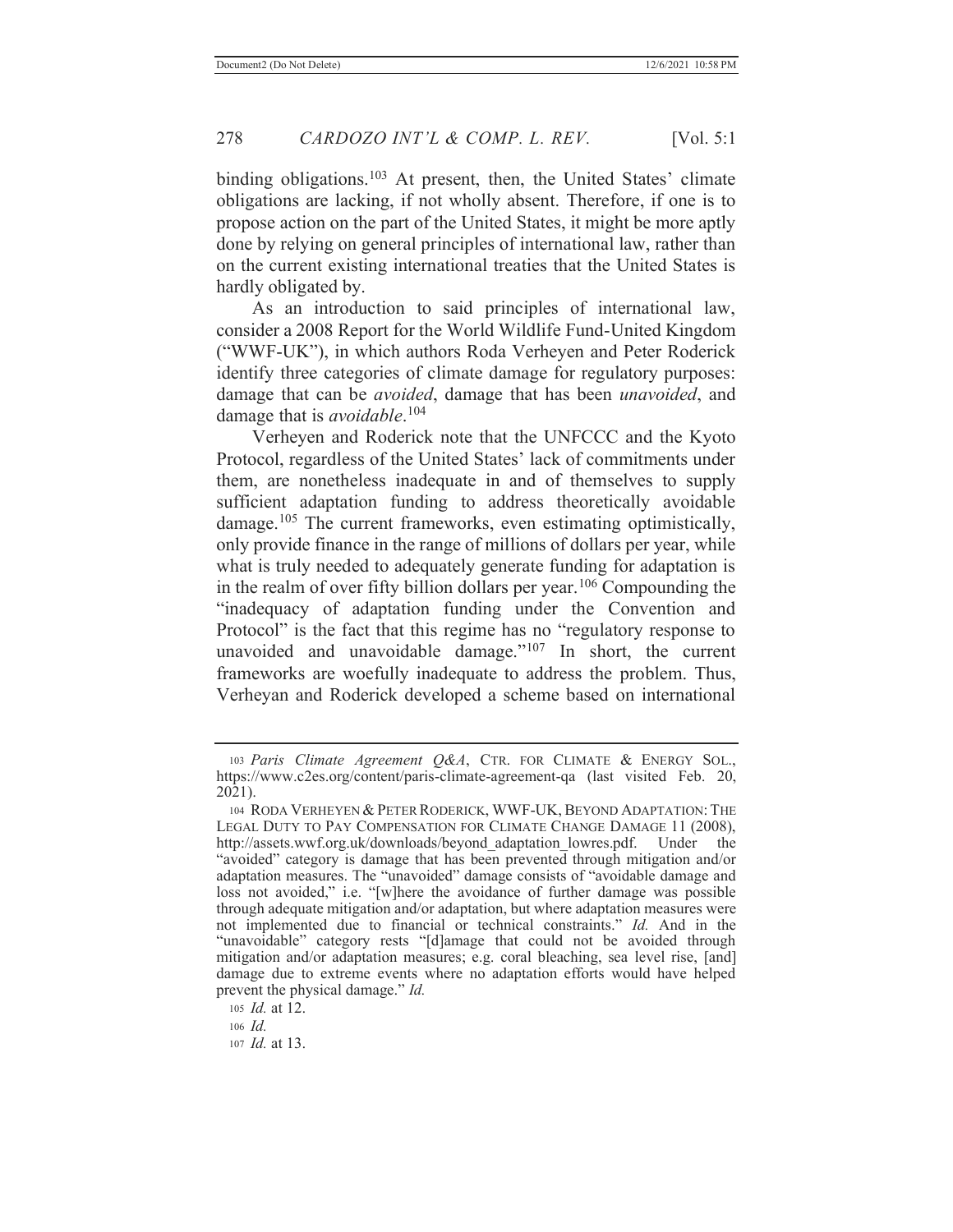binding obligations.[103] At present, then, the United States' climate obligations are lacking, if not wholly absent. Therefore, if one is to propose action on the part of the United States, it might be more aptly done by relying on general principles of international law, rather than on the current existing international treaties that the United States is hardly obligated by.

As an introduction to said principles of international law, consider a 2008 Report for the World Wildlife Fund-United Kingdom ("WWF-UK"), in which authors Roda Verheyen and Peter Roderick identify three categories of climate damage for regulatory purposes: damage that can be *avoided*, damage that has been *unavoided*, and damage that is *avoidable*.[104]

Verheyen and Roderick note that the UNFCCC and the Kyoto Protocol, regardless of the United States' lack of commitments under them, are nonetheless inadequate in and of themselves to supply sufficient adaptation funding to address theoretically avoidable damage.[105] The current frameworks, even estimating optimistically, only provide finance in the range of millions of dollars per year, while what is truly needed to adequately generate funding for adaptation is in the realm of over fifty billion dollars per year.[106] Compounding the "inadequacy of adaptation funding under the Convention and Protocol" is the fact that this regime has no "regulatory response to unavoided and unavoidable damage."[107] In short, the current frameworks are woefully inadequate to address the problem. Thus, Verheyan and Roderick developed a scheme based on international

---

103 *Paris Climate Agreement Q&A*, CTR. FOR CLIMATE & ENERGY SOL., https://www.c2es.org/content/paris-climate-agreement-qa (last visited Feb. 20, 2021).

104 RODA VERHEYEN & PETER RODERICK, WWF-UK, BEYOND ADAPTATION: THE LEGAL DUTY TO PAY COMPENSATION FOR CLIMATE CHANGE DAMAGE 11 (2008), http://assets.wwf.org.uk/downloads/beyond_adaptation_lowres.pdf. Under the "avoided" category is damage that has been prevented through mitigation and/or adaptation measures. The "unavoided" damage consists of "avoidable damage and loss not avoided," i.e. "[w]here the avoidance of further damage was possible through adequate mitigation and/or adaptation, but where adaptation measures were not implemented due to financial or technical constraints." *Id.* And in the "unavoidable" category rests "[d]amage that could not be avoided through mitigation and/or adaptation measures; e.g. coral bleaching, sea level rise, [and] damage due to extreme events where no adaptation efforts would have helped prevent the physical damage." *Id.*

105 *Id.* at 12.

106 *Id.*

107 *Id.* at 13.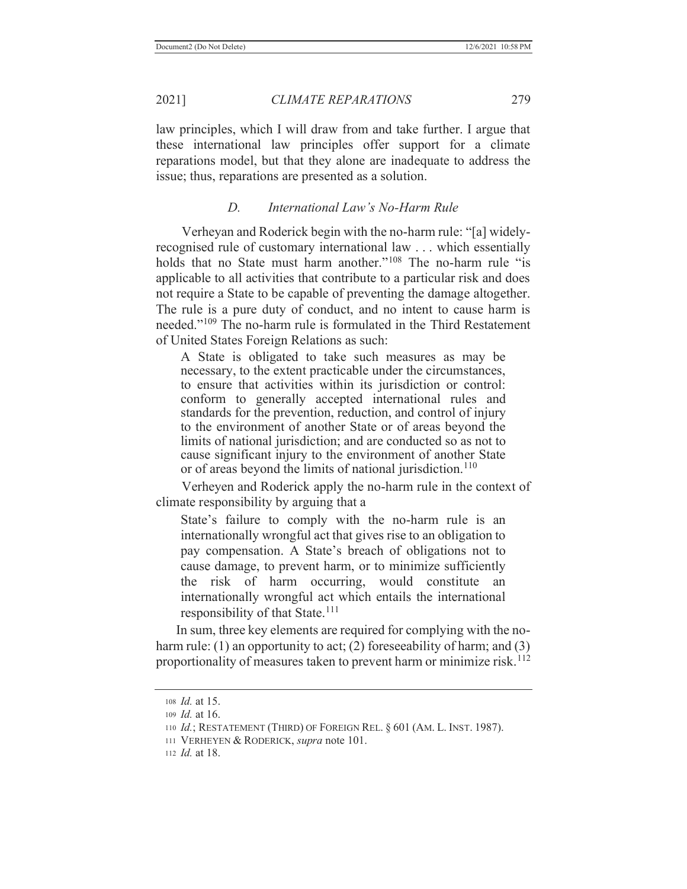law principles, which I will draw from and take further. I argue that these international law principles offer support for a climate reparations model, but that they alone are inadequate to address the issue; thus, reparations are presented as a solution.

### D. *International Law's No-Harm Rule*

Verheyan and Roderick begin with the no-harm rule: "[a] widely-recognised rule of customary international law . . . which essentially holds that no State must harm another."[108] The no-harm rule "is applicable to all activities that contribute to a particular risk and does not require a State to be capable of preventing the damage altogether. The rule is a pure duty of conduct, and no intent to cause harm is needed."[109] The no-harm rule is formulated in the Third Restatement of United States Foreign Relations as such:

> A State is obligated to take such measures as may be necessary, to the extent practicable under the circumstances, to ensure that activities within its jurisdiction or control: conform to generally accepted international rules and standards for the prevention, reduction, and control of injury to the environment of another State or of areas beyond the limits of national jurisdiction; and are conducted so as not to cause significant injury to the environment of another State or of areas beyond the limits of national jurisdiction.[110]

Verheyen and Roderick apply the no-harm rule in the context of climate responsibility by arguing that a

> State's failure to comply with the no-harm rule is an internationally wrongful act that gives rise to an obligation to pay compensation. A State's breach of obligations not to cause damage, to prevent harm, or to minimize sufficiently the risk of harm occurring, would constitute an internationally wrongful act which entails the international responsibility of that State.[111]

In sum, three key elements are required for complying with the no-harm rule: (1) an opportunity to act; (2) foreseeability of harm; and (3) proportionality of measures taken to prevent harm or minimize risk.[112]

---

108 *Id.* at 15.

109 *Id.* at 16.

110 *Id.*; RESTATEMENT (THIRD) OF FOREIGN REL. § 601 (AM. L. INST. 1987).

111 VERHEYEN & RODERICK, *supra* note 101.

112 *Id.* at 18.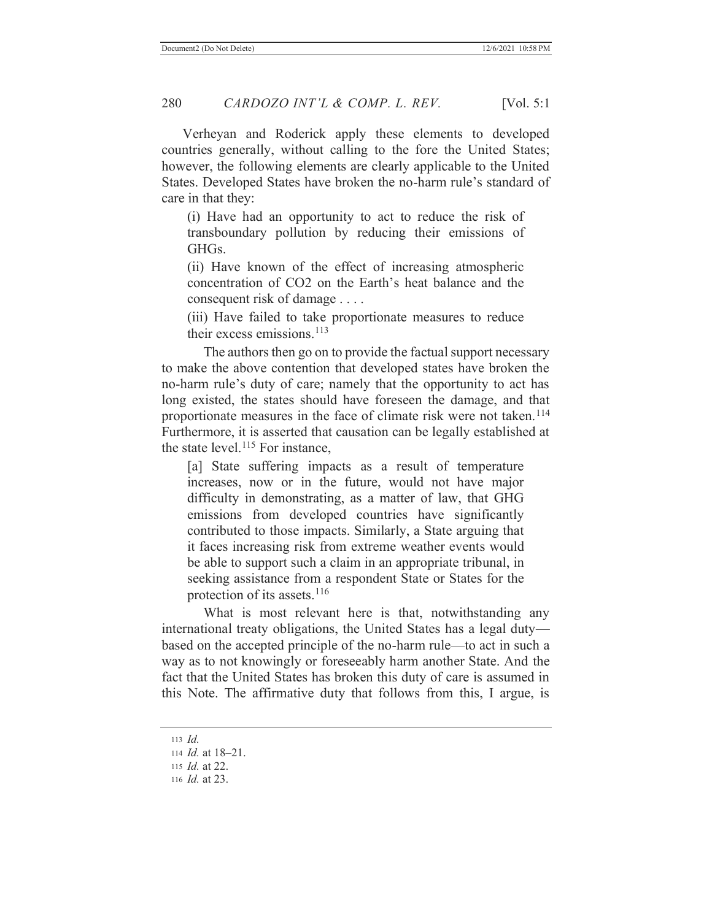Verheyan and Roderick apply these elements to developed countries generally, without calling to the fore the United States; however, the following elements are clearly applicable to the United States. Developed States have broken the no-harm rule's standard of care in that they:

> (i) Have had an opportunity to act to reduce the risk of transboundary pollution by reducing their emissions of GHGs.
>
> (ii) Have known of the effect of increasing atmospheric concentration of $CO_2$ on the Earth's heat balance and the consequent risk of damage . . . .
>
> (iii) Have failed to take proportionate measures to reduce their excess emissions.[113]

The authors then go on to provide the factual support necessary to make the above contention that developed states have broken the no-harm rule's duty of care; namely that the opportunity to act has long existed, the states should have foreseen the damage, and that proportionate measures in the face of climate risk were not taken.[114] Furthermore, it is asserted that causation can be legally established at the state level.[115] For instance,

> [a] State suffering impacts as a result of temperature increases, now or in the future, would not have major difficulty in demonstrating, as a matter of law, that GHG emissions from developed countries have significantly contributed to those impacts. Similarly, a State arguing that it faces increasing risk from extreme weather events would be able to support such a claim in an appropriate tribunal, in seeking assistance from a respondent State or States for the protection of its assets.[116]

What is most relevant here is that, notwithstanding any international treaty obligations, the United States has a legal duty—based on the accepted principle of the no-harm rule—to act in such a way as to not knowingly or foreseeably harm another State. And the fact that the United States has broken this duty of care is assumed in this Note. The affirmative duty that follows from this, I argue, is

---

[113] *Id.*

[114] *Id.* at 18–21.

[115] *Id.* at 22.

[116] *Id.* at 23.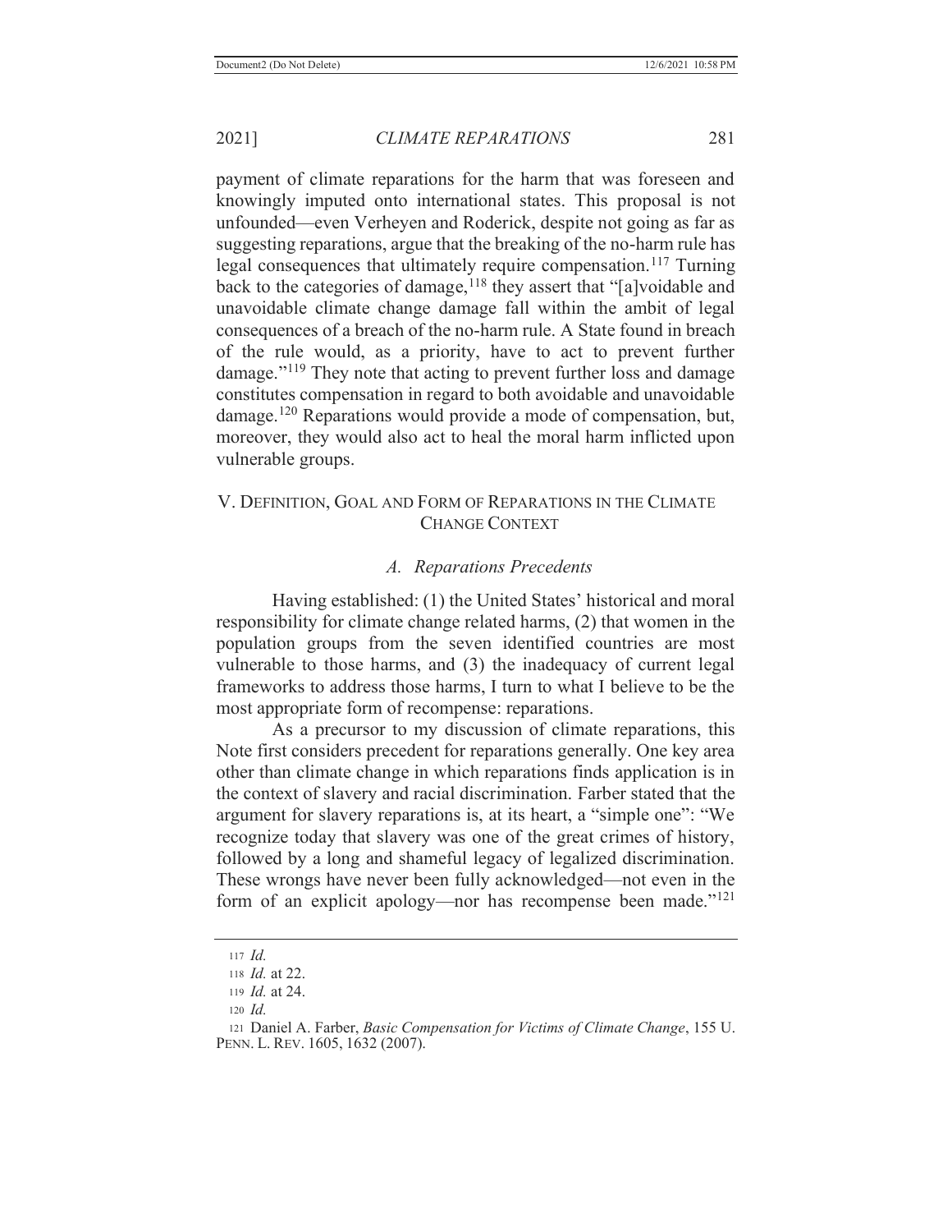payment of climate reparations for the harm that was foreseen and knowingly imputed onto international states. This proposal is not unfounded—even Verheyen and Roderick, despite not going as far as suggesting reparations, argue that the breaking of the no-harm rule has legal consequences that ultimately require compensation.[117] Turning back to the categories of damage,[118] they assert that "[a]voidable and unavoidable climate change damage fall within the ambit of legal consequences of a breach of the no-harm rule. A State found in breach of the rule would, as a priority, have to act to prevent further damage."[119] They note that acting to prevent further loss and damage constitutes compensation in regard to both avoidable and unavoidable damage.[120] Reparations would provide a mode of compensation, but, moreover, they would also act to heal the moral harm inflicted upon vulnerable groups.

## V. Definition, Goal and Form of Reparations in the Climate Change Context

### *A. Reparations Precedents*

Having established: (1) the United States' historical and moral responsibility for climate change related harms, (2) that women in the population groups from the seven identified countries are most vulnerable to those harms, and (3) the inadequacy of current legal frameworks to address those harms, I turn to what I believe to be the most appropriate form of recompense: reparations.

As a precursor to my discussion of climate reparations, this Note first considers precedent for reparations generally. One key area other than climate change in which reparations finds application is in the context of slavery and racial discrimination. Farber stated that the argument for slavery reparations is, at its heart, a "simple one": "We recognize today that slavery was one of the great crimes of history, followed by a long and shameful legacy of legalized discrimination. These wrongs have never been fully acknowledged—not even in the form of an explicit apology—nor has recompense been made."[121]

---

117 *Id.*

118 *Id.* at 22.

119 *Id.* at 24.

120 *Id.*

121 Daniel A. Farber, *Basic Compensation for Victims of Climate Change*, 155 U. PENN. L. REV. 1605, 1632 (2007).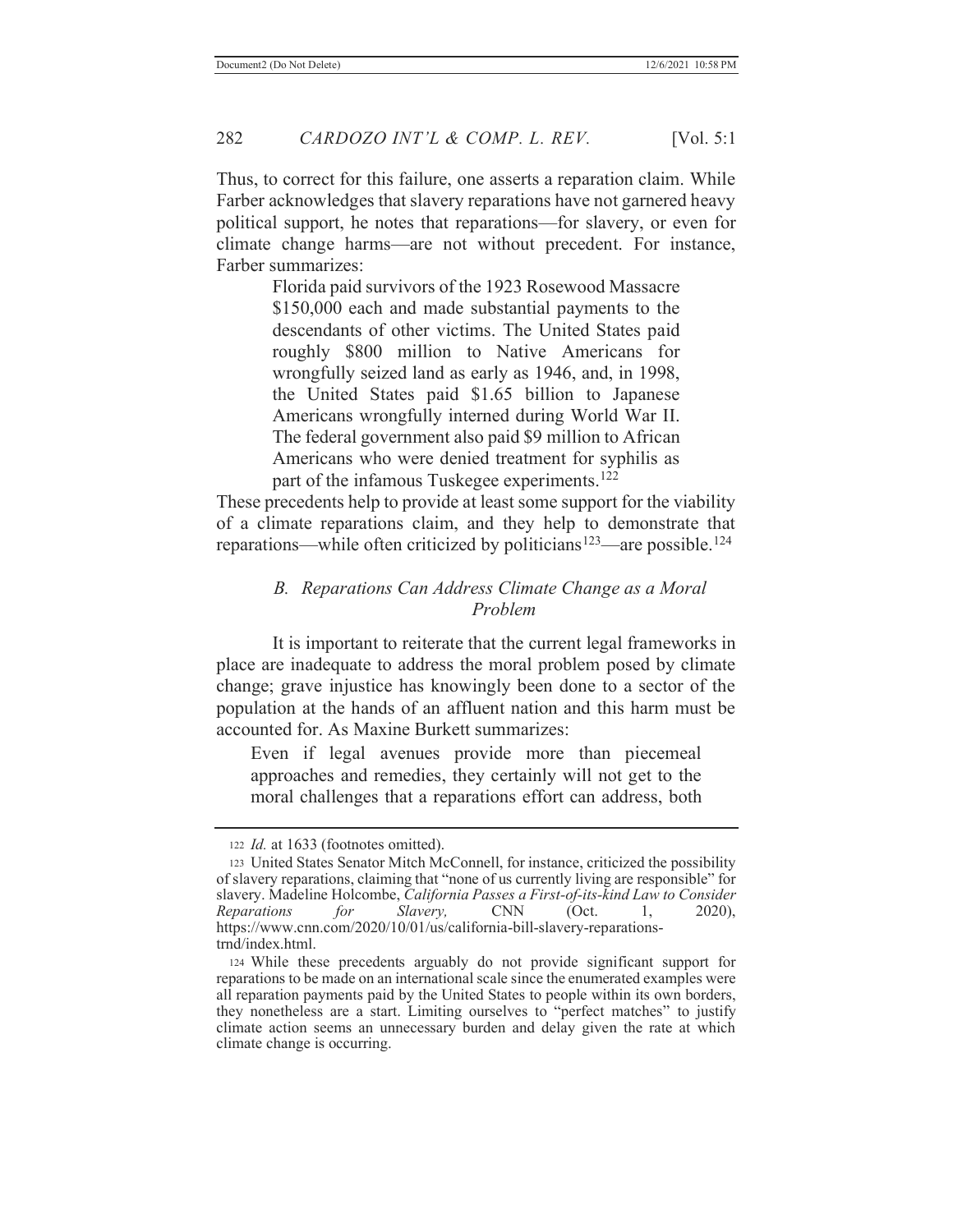Thus, to correct for this failure, one asserts a reparation claim. While Farber acknowledges that slavery reparations have not garnered heavy political support, he notes that reparations—for slavery, or even for climate change harms—are not without precedent. For instance, Farber summarizes:

> Florida paid survivors of the 1923 Rosewood Massacre $150,000 each and made substantial payments to the descendants of other victims. The United States paid roughly $800 million to Native Americans for wrongfully seized land as early as 1946, and, in 1998, the United States paid $1.65 billion to Japanese Americans wrongfully interned during World War II. The federal government also paid $9 million to African Americans who were denied treatment for syphilis as part of the infamous Tuskegee experiments.[122]

These precedents help to provide at least some support for the viability of a climate reparations claim, and they help to demonstrate that reparations—while often criticized by politicians[123]—are possible.[124]

### *B. Reparations Can Address Climate Change as a Moral Problem*

It is important to reiterate that the current legal frameworks in place are inadequate to address the moral problem posed by climate change; grave injustice has knowingly been done to a sector of the population at the hands of an affluent nation and this harm must be accounted for. As Maxine Burkett summarizes:

> Even if legal avenues provide more than piecemeal approaches and remedies, they certainly will not get to the moral challenges that a reparations effort can address, both

---

122 *Id.* at 1633 (footnotes omitted).

123 United States Senator Mitch McConnell, for instance, criticized the possibility of slavery reparations, claiming that "none of us currently living are responsible" for slavery. Madeline Holcombe, *California Passes a First-of-its-kind Law to Consider Reparations for Slavery,* CNN (Oct. 1, 2020), https://www.cnn.com/2020/10/01/us/california-bill-slavery-reparations-trnd/index.html.

124 While these precedents arguably do not provide significant support for reparations to be made on an international scale since the enumerated examples were all reparation payments paid by the United States to people within its own borders, they nonetheless are a start. Limiting ourselves to "perfect matches" to justify climate action seems an unnecessary burden and delay given the rate at which climate change is occurring.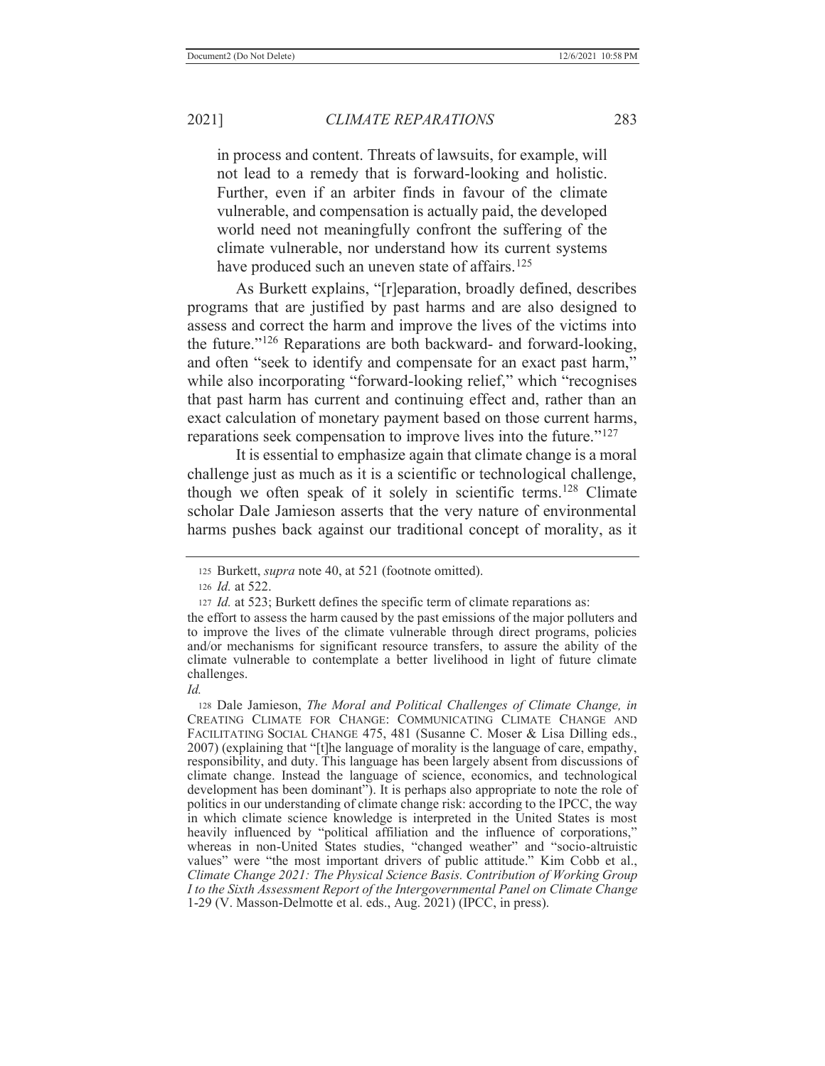in process and content. Threats of lawsuits, for example, will not lead to a remedy that is forward-looking and holistic. Further, even if an arbiter finds in favour of the climate vulnerable, and compensation is actually paid, the developed world need not meaningfully confront the suffering of the climate vulnerable, nor understand how its current systems have produced such an uneven state of affairs.[125]

As Burkett explains, "[r]eparation, broadly defined, describes programs that are justified by past harms and are also designed to assess and correct the harm and improve the lives of the victims into the future."[126] Reparations are both backward- and forward-looking, and often "seek to identify and compensate for an exact past harm," while also incorporating "forward-looking relief," which "recognises that past harm has current and continuing effect and, rather than an exact calculation of monetary payment based on those current harms, reparations seek compensation to improve lives into the future."[127]

It is essential to emphasize again that climate change is a moral challenge just as much as it is a scientific or technological challenge, though we often speak of it solely in scientific terms.[128] Climate scholar Dale Jamieson asserts that the very nature of environmental harms pushes back against our traditional concept of morality, as it

---

125 Burkett, *supra* note 40, at 521 (footnote omitted).

126 *Id.* at 522.

127 *Id.* at 523; Burkett defines the specific term of climate reparations as:

the effort to assess the harm caused by the past emissions of the major polluters and to improve the lives of the climate vulnerable through direct programs, policies and/or mechanisms for significant resource transfers, to assure the ability of the climate vulnerable to contemplate a better livelihood in light of future climate challenges.

*Id.*

128 Dale Jamieson, *The Moral and Political Challenges of Climate Change, in* CREATING CLIMATE FOR CHANGE: COMMUNICATING CLIMATE CHANGE AND FACILITATING SOCIAL CHANGE 475, 481 (Susanne C. Moser & Lisa Dilling eds., 2007) (explaining that "[t]he language of morality is the language of care, empathy, responsibility, and duty. This language has been largely absent from discussions of climate change. Instead the language of science, economics, and technological development has been dominant"). It is perhaps also appropriate to note the role of politics in our understanding of climate change risk: according to the IPCC, the way in which climate science knowledge is interpreted in the United States is most heavily influenced by "political affiliation and the influence of corporations," whereas in non-United States studies, "changed weather" and "socio-altruistic values" were "the most important drivers of public attitude." Kim Cobb et al., *Climate Change 2021: The Physical Science Basis. Contribution of Working Group I to the Sixth Assessment Report of the Intergovernmental Panel on Climate Change* 1-29 (V. Masson-Delmotte et al. eds., Aug. 2021) (IPCC, in press).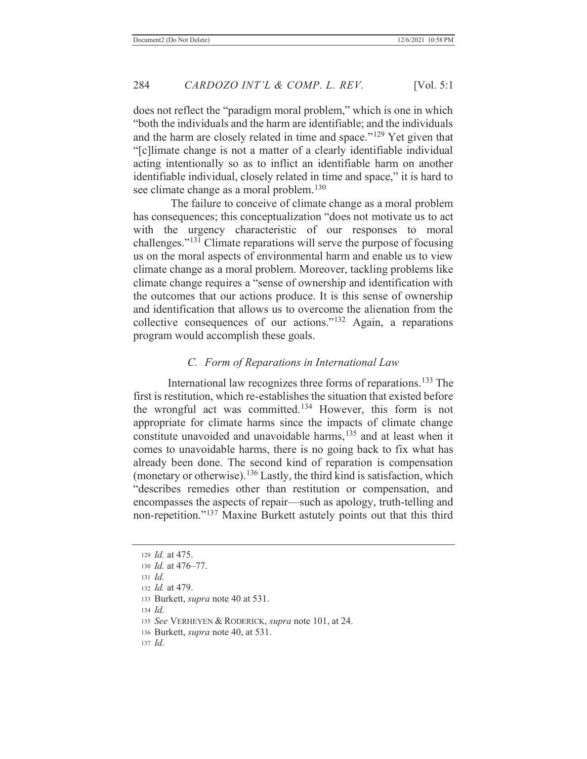does not reflect the "paradigm moral problem," which is one in which "both the individuals and the harm are identifiable; and the individuals and the harm are closely related in time and space."[129] Yet given that "[c]limate change is not a matter of a clearly identifiable individual acting intentionally so as to inflict an identifiable harm on another identifiable individual, closely related in time and space," it is hard to see climate change as a moral problem.[130]

The failure to conceive of climate change as a moral problem has consequences; this conceptualization "does not motivate us to act with the urgency characteristic of our responses to moral challenges."[131] Climate reparations will serve the purpose of focusing us on the moral aspects of environmental harm and enable us to view climate change as a moral problem. Moreover, tackling problems like climate change requires a "sense of ownership and identification with the outcomes that our actions produce. It is this sense of ownership and identification that allows us to overcome the alienation from the collective consequences of our actions."[132] Again, a reparations program would accomplish these goals.

### *C. Form of Reparations in International Law*

International law recognizes three forms of reparations.[133] The first is restitution, which re-establishes the situation that existed before the wrongful act was committed.[134] However, this form is not appropriate for climate harms since the impacts of climate change constitute unavoided and unavoidable harms,[135] and at least when it comes to unavoidable harms, there is no going back to fix what has already been done. The second kind of reparation is compensation (monetary or otherwise).[136] Lastly, the third kind is satisfaction, which "describes remedies other than restitution or compensation, and encompasses the aspects of repair—such as apology, truth-telling and non-repetition."[137] Maxine Burkett astutely points out that this third

---

129 *Id.* at 475.

130 *Id.* at 476–77.

131 *Id.*

132 *Id.* at 479.

133 Burkett, *supra* note 40 at 531.

134 *Id.*

135 *See* VERHEYEN & RODERICK, *supra* note 101, at 24.

136 Burkett, *supra* note 40, at 531.

137 *Id.*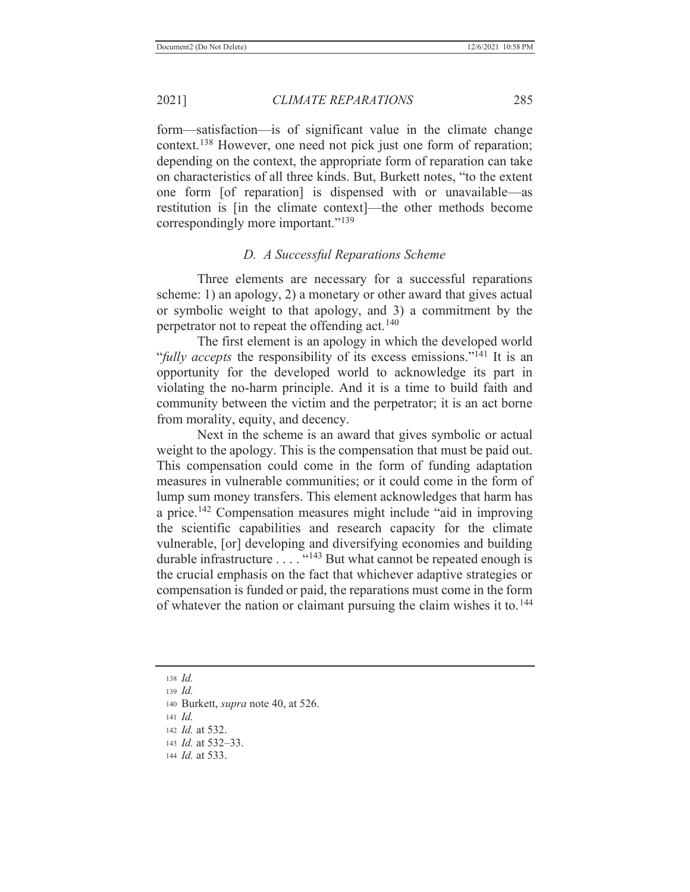form—satisfaction—is of significant value in the climate change context.[138] However, one need not pick just one form of reparation; depending on the context, the appropriate form of reparation can take on characteristics of all three kinds. But, Burkett notes, "to the extent one form [of reparation] is dispensed with or unavailable—as restitution is [in the climate context]—the other methods become correspondingly more important."[139]

### *D. A Successful Reparations Scheme*

Three elements are necessary for a successful reparations scheme: 1) an apology, 2) a monetary or other award that gives actual or symbolic weight to that apology, and 3) a commitment by the perpetrator not to repeat the offending act.[140]

The first element is an apology in which the developed world "*fully accepts* the responsibility of its excess emissions."[141] It is an opportunity for the developed world to acknowledge its part in violating the no-harm principle. And it is a time to build faith and community between the victim and the perpetrator; it is an act borne from morality, equity, and decency.

Next in the scheme is an award that gives symbolic or actual weight to the apology. This is the compensation that must be paid out. This compensation could come in the form of funding adaptation measures in vulnerable communities; or it could come in the form of lump sum money transfers. This element acknowledges that harm has a price.[142] Compensation measures might include "aid in improving the scientific capabilities and research capacity for the climate vulnerable, [or] developing and diversifying economies and building durable infrastructure . . . . "[143] But what cannot be repeated enough is the crucial emphasis on the fact that whichever adaptive strategies or compensation is funded or paid, the reparations must come in the form of whatever the nation or claimant pursuing the claim wishes it to.[144]

---

138 *Id.*

139 *Id.*

140 Burkett, *supra* note 40, at 526.

141 *Id.*

142 *Id.* at 532.

143 *Id.* at 532–33.

144 *Id.* at 533.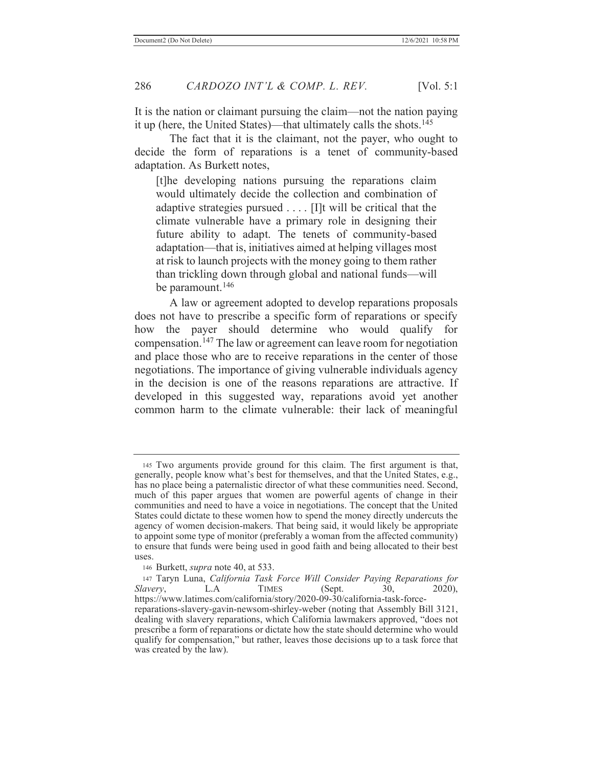It is the nation or claimant pursuing the claim—not the nation paying it up (here, the United States)—that ultimately calls the shots.[145]

The fact that it is the claimant, not the payer, who ought to decide the form of reparations is a tenet of community-based adaptation. As Burkett notes,

> [t]he developing nations pursuing the reparations claim would ultimately decide the collection and combination of adaptive strategies pursued . . . . [I]t will be critical that the climate vulnerable have a primary role in designing their future ability to adapt. The tenets of community-based adaptation—that is, initiatives aimed at helping villages most at risk to launch projects with the money going to them rather than trickling down through global and national funds—will be paramount.[146]

A law or agreement adopted to develop reparations proposals does not have to prescribe a specific form of reparations or specify how the payer should determine who would qualify for compensation.[147] The law or agreement can leave room for negotiation and place those who are to receive reparations in the center of those negotiations. The importance of giving vulnerable individuals agency in the decision is one of the reasons reparations are attractive. If developed in this suggested way, reparations avoid yet another common harm to the climate vulnerable: their lack of meaningful

---

[145] Two arguments provide ground for this claim. The first argument is that, generally, people know what's best for themselves, and that the United States, e.g., has no place being a paternalistic director of what these communities need. Second, much of this paper argues that women are powerful agents of change in their communities and need to have a voice in negotiations. The concept that the United States could dictate to these women how to spend the money directly undercuts the agency of women decision-makers. That being said, it would likely be appropriate to appoint some type of monitor (preferably a woman from the affected community) to ensure that funds were being used in good faith and being allocated to their best uses.

[146] Burkett, *supra* note 40, at 533.

[147] Taryn Luna, *California Task Force Will Consider Paying Reparations for Slavery*, L.A TIMES (Sept. 30, 2020), https://www.latimes.com/california/story/2020-09-30/california-task-force-reparations-slavery-gavin-newsom-shirley-weber (noting that Assembly Bill 3121, dealing with slavery reparations, which California lawmakers approved, "does not prescribe a form of reparations or dictate how the state should determine who would qualify for compensation," but rather, leaves those decisions up to a task force that was created by the law).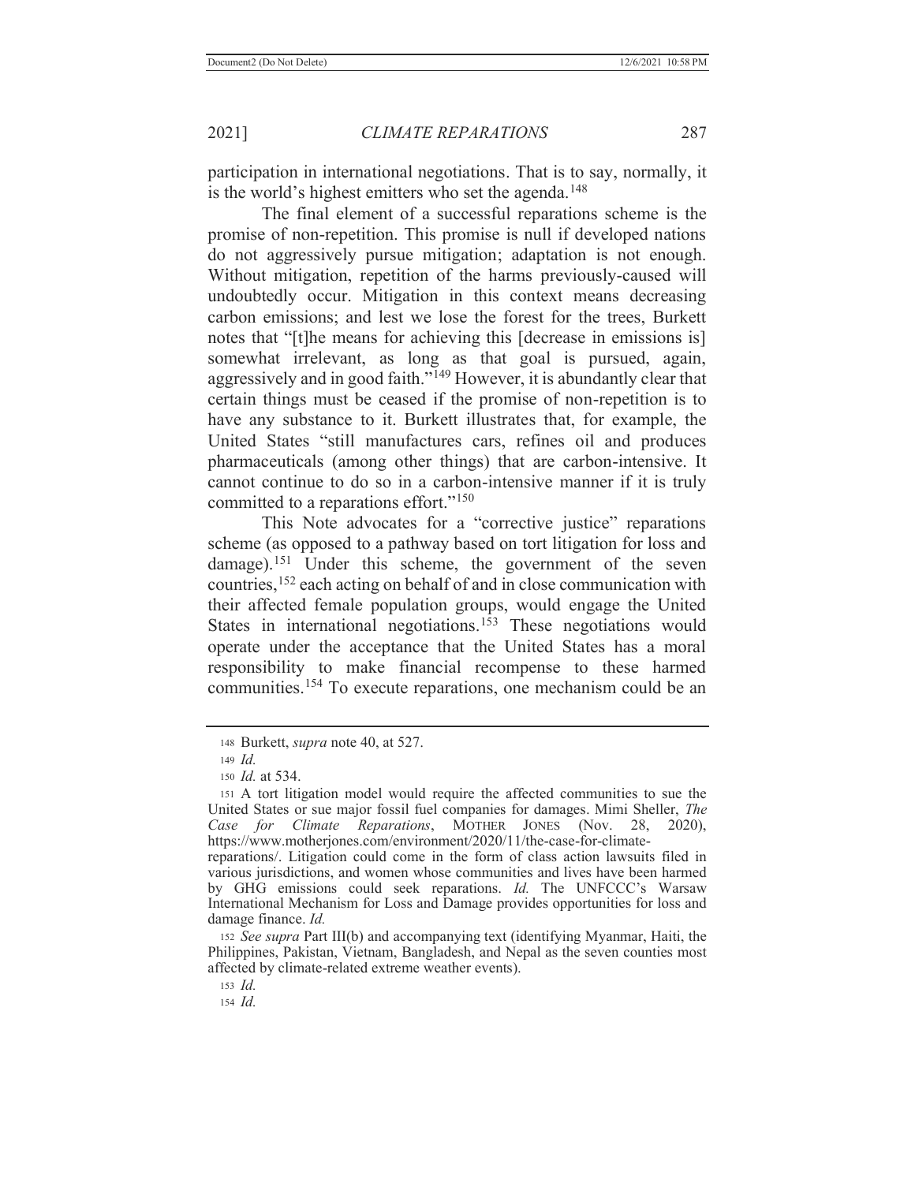participation in international negotiations. That is to say, normally, it is the world's highest emitters who set the agenda.[148]

The final element of a successful reparations scheme is the promise of non-repetition. This promise is null if developed nations do not aggressively pursue mitigation; adaptation is not enough. Without mitigation, repetition of the harms previously-caused will undoubtedly occur. Mitigation in this context means decreasing carbon emissions; and lest we lose the forest for the trees, Burkett notes that "[t]he means for achieving this [decrease in emissions is] somewhat irrelevant, as long as that goal is pursued, again, aggressively and in good faith."[149] However, it is abundantly clear that certain things must be ceased if the promise of non-repetition is to have any substance to it. Burkett illustrates that, for example, the United States "still manufactures cars, refines oil and produces pharmaceuticals (among other things) that are carbon-intensive. It cannot continue to do so in a carbon-intensive manner if it is truly committed to a reparations effort."[150]

This Note advocates for a "corrective justice" reparations scheme (as opposed to a pathway based on tort litigation for loss and damage).[151] Under this scheme, the government of the seven countries,[152] each acting on behalf of and in close communication with their affected female population groups, would engage the United States in international negotiations.[153] These negotiations would operate under the acceptance that the United States has a moral responsibility to make financial recompense to these harmed communities.[154] To execute reparations, one mechanism could be an

---

[148] Burkett, *supra* note 40, at 527.

[149] *Id.*

[150] *Id.* at 534.

[151] A tort litigation model would require the affected communities to sue the United States or sue major fossil fuel companies for damages. Mimi Sheller, *The Case for Climate Reparations*, MOTHER JONES (Nov. 28, 2020), https://www.motherjones.com/environment/2020/11/the-case-for-climate-reparations/. Litigation could come in the form of class action lawsuits filed in various jurisdictions, and women whose communities and lives have been harmed by GHG emissions could seek reparations. *Id.* The UNFCCC's Warsaw International Mechanism for Loss and Damage provides opportunities for loss and damage finance. *Id.*

[152] *See supra* Part III(b) and accompanying text (identifying Myanmar, Haiti, the Philippines, Pakistan, Vietnam, Bangladesh, and Nepal as the seven counties most affected by climate-related extreme weather events).

[153] *Id.*

[154] *Id.*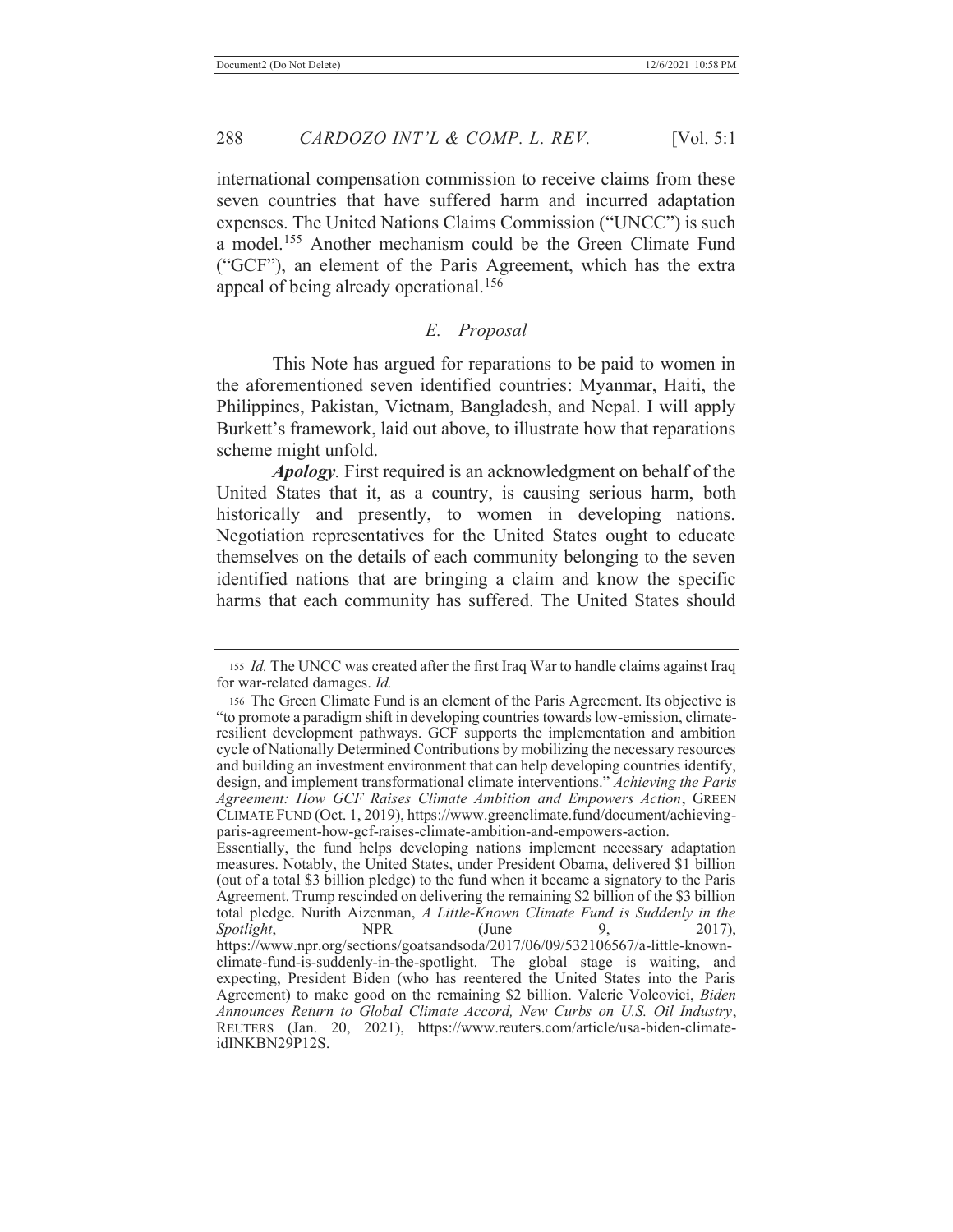international compensation commission to receive claims from these seven countries that have suffered harm and incurred adaptation expenses. The United Nations Claims Commission ("UNCC") is such a model.[155] Another mechanism could be the Green Climate Fund ("GCF"), an element of the Paris Agreement, which has the extra appeal of being already operational.[156]

### *E. Proposal*

This Note has argued for reparations to be paid to women in the aforementioned seven identified countries: Myanmar, Haiti, the Philippines, Pakistan, Vietnam, Bangladesh, and Nepal. I will apply Burkett's framework, laid out above, to illustrate how that reparations scheme might unfold.

***Apology***. First required is an acknowledgment on behalf of the United States that it, as a country, is causing serious harm, both historically and presently, to women in developing nations. Negotiation representatives for the United States ought to educate themselves on the details of each community belonging to the seven identified nations that are bringing a claim and know the specific harms that each community has suffered. The United States should

---

155 *Id.* The UNCC was created after the first Iraq War to handle claims against Iraq for war-related damages. *Id.*

156 The Green Climate Fund is an element of the Paris Agreement. Its objective is "to promote a paradigm shift in developing countries towards low-emission, climate-resilient development pathways. GCF supports the implementation and ambition cycle of Nationally Determined Contributions by mobilizing the necessary resources and building an investment environment that can help developing countries identify, design, and implement transformational climate interventions." *Achieving the Paris Agreement: How GCF Raises Climate Ambition and Empowers Action*, GREEN CLIMATE FUND (Oct. 1, 2019), https://www.greenclimate.fund/document/achieving-paris-agreement-how-gcf-raises-climate-ambition-and-empowers-action.
Essentially, the fund helps developing nations implement necessary adaptation measures. Notably, the United States, under President Obama, delivered $1 billion (out of a total $3 billion pledge) to the fund when it became a signatory to the Paris Agreement. Trump rescinded on delivering the remaining $2 billion of the $3 billion total pledge. Nurith Aizenman, *A Little-Known Climate Fund is Suddenly in the Spotlight*, NPR (June 9, 2017), https://www.npr.org/sections/goatsandsoda/2017/06/09/532106567/a-little-known-climate-fund-is-suddenly-in-the-spotlight. The global stage is waiting, and expecting, President Biden (who has reentered the United States into the Paris Agreement) to make good on the remaining $2 billion. Valerie Volcovici, *Biden Announces Return to Global Climate Accord, New Curbs on U.S. Oil Industry*, REUTERS (Jan. 20, 2021), https://www.reuters.com/article/usa-biden-climate-idINKBN29P12S.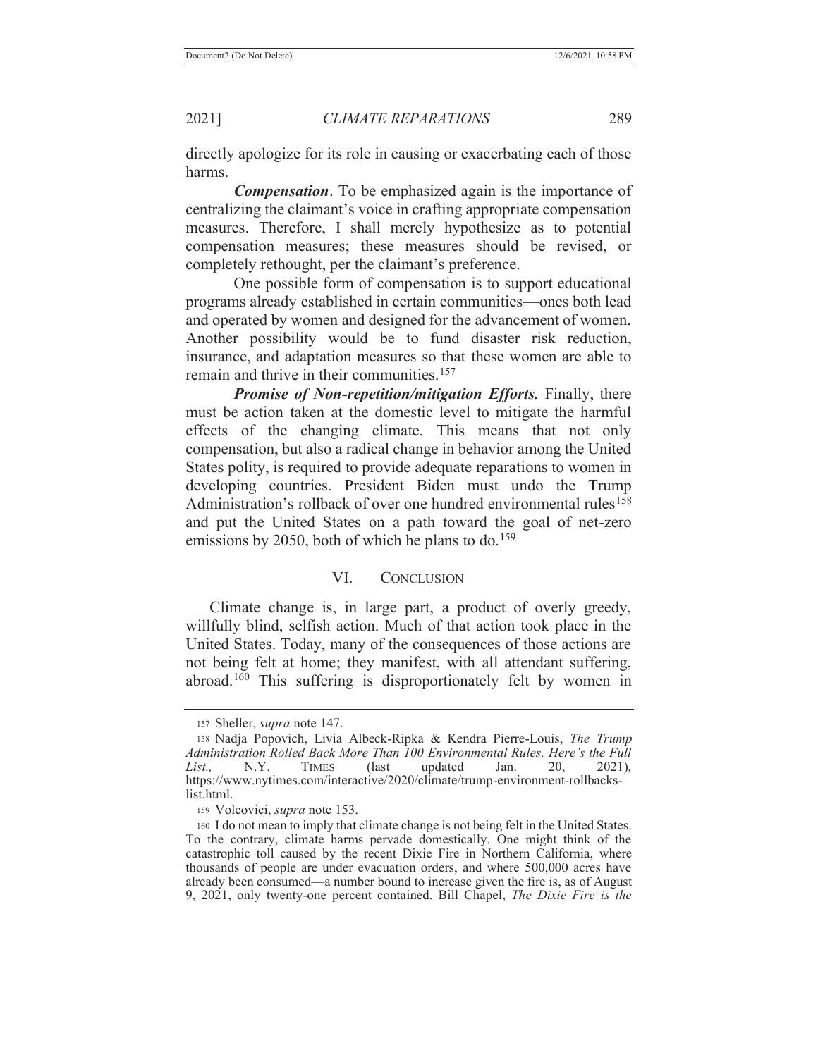directly apologize for its role in causing or exacerbating each of those harms.

***Compensation***. To be emphasized again is the importance of centralizing the claimant's voice in crafting appropriate compensation measures. Therefore, I shall merely hypothesize as to potential compensation measures; these measures should be revised, or completely rethought, per the claimant's preference.

One possible form of compensation is to support educational programs already established in certain communities—ones both lead and operated by women and designed for the advancement of women. Another possibility would be to fund disaster risk reduction, insurance, and adaptation measures so that these women are able to remain and thrive in their communities.[157]

***Promise of Non-repetition/mitigation Efforts.*** Finally, there must be action taken at the domestic level to mitigate the harmful effects of the changing climate. This means that not only compensation, but also a radical change in behavior among the United States polity, is required to provide adequate reparations to women in developing countries. President Biden must undo the Trump Administration's rollback of over one hundred environmental rules[158] and put the United States on a path toward the goal of net-zero emissions by 2050, both of which he plans to do.[159]

## VI. CONCLUSION

Climate change is, in large part, a product of overly greedy, willfully blind, selfish action. Much of that action took place in the United States. Today, many of the consequences of those actions are not being felt at home; they manifest, with all attendant suffering, abroad.[160] This suffering is disproportionately felt by women in

---

157 Sheller, *supra* note 147.

158 Nadja Popovich, Livia Albeck-Ripka & Kendra Pierre-Louis, *The Trump Administration Rolled Back More Than 100 Environmental Rules. Here's the Full List.,* N.Y. TIMES (last updated Jan. 20, 2021), https://www.nytimes.com/interactive/2020/climate/trump-environment-rollbacks-list.html.

159 Volcovici, *supra* note 153.

160 I do not mean to imply that climate change is not being felt in the United States. To the contrary, climate harms pervade domestically. One might think of the catastrophic toll caused by the recent Dixie Fire in Northern California, where thousands of people are under evacuation orders, and where 500,000 acres have already been consumed—a number bound to increase given the fire is, as of August 9, 2021, only twenty-one percent contained. Bill Chapel, *The Dixie Fire is the*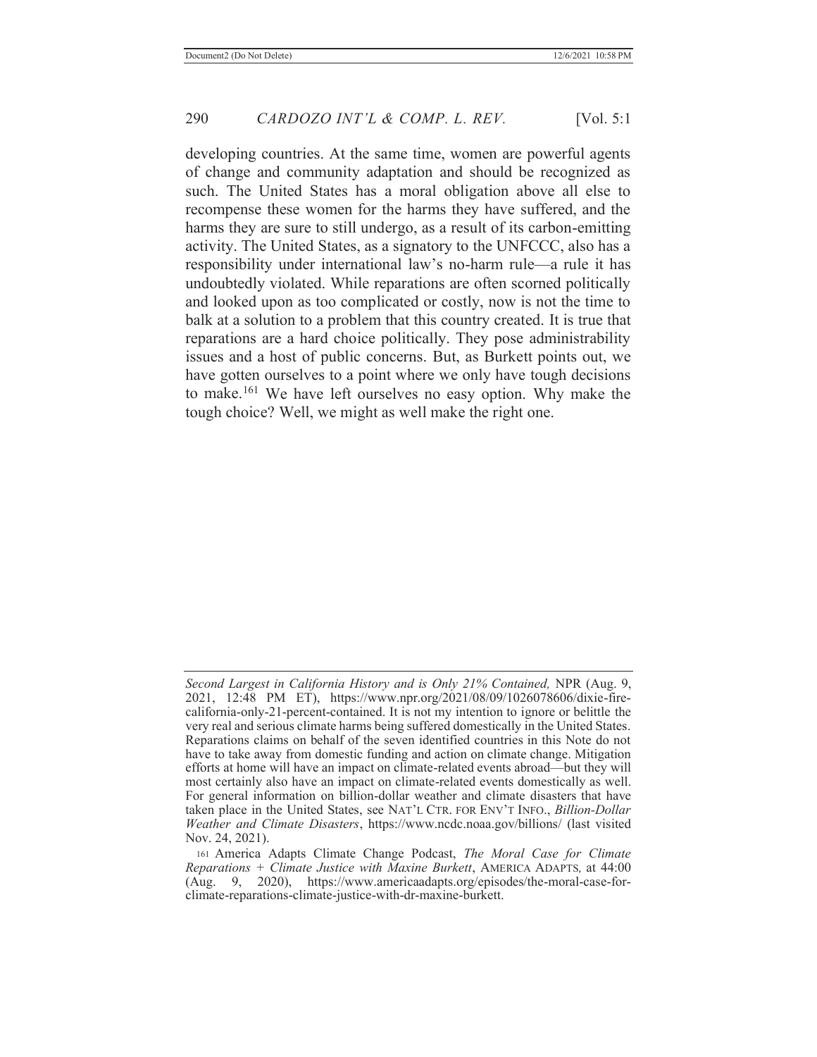developing countries. At the same time, women are powerful agents of change and community adaptation and should be recognized as such. The United States has a moral obligation above all else to recompense these women for the harms they have suffered, and the harms they are sure to still undergo, as a result of its carbon-emitting activity. The United States, as a signatory to the UNFCCC, also has a responsibility under international law's no-harm rule—a rule it has undoubtedly violated. While reparations are often scorned politically and looked upon as too complicated or costly, now is not the time to balk at a solution to a problem that this country created. It is true that reparations are a hard choice politically. They pose administrability issues and a host of public concerns. But, as Burkett points out, we have gotten ourselves to a point where we only have tough decisions to make.[161] We have left ourselves no easy option. Why make the tough choice? Well, we might as well make the right one.

---

*Second Largest in California History and is Only 21% Contained,* NPR (Aug. 9, 2021, 12:48 PM ET), https://www.npr.org/2021/08/09/1026078606/dixie-fire-california-only-21-percent-contained. It is not my intention to ignore or belittle the very real and serious climate harms being suffered domestically in the United States. Reparations claims on behalf of the seven identified countries in this Note do not have to take away from domestic funding and action on climate change. Mitigation efforts at home will have an impact on climate-related events abroad—but they will most certainly also have an impact on climate-related events domestically as well. For general information on billion-dollar weather and climate disasters that have taken place in the United States, see NAT'L CTR. FOR ENV'T INFO., *Billion-Dollar Weather and Climate Disasters*, https://www.ncdc.noaa.gov/billions/ (last visited Nov. 24, 2021).

161 America Adapts Climate Change Podcast, *The Moral Case for Climate Reparations + Climate Justice with Maxine Burkett*, AMERICA ADAPTS, at 44:00 (Aug. 9, 2020), https://www.americaadapts.org/episodes/the-moral-case-for-climate-reparations-climate-justice-with-dr-maxine-burkett.